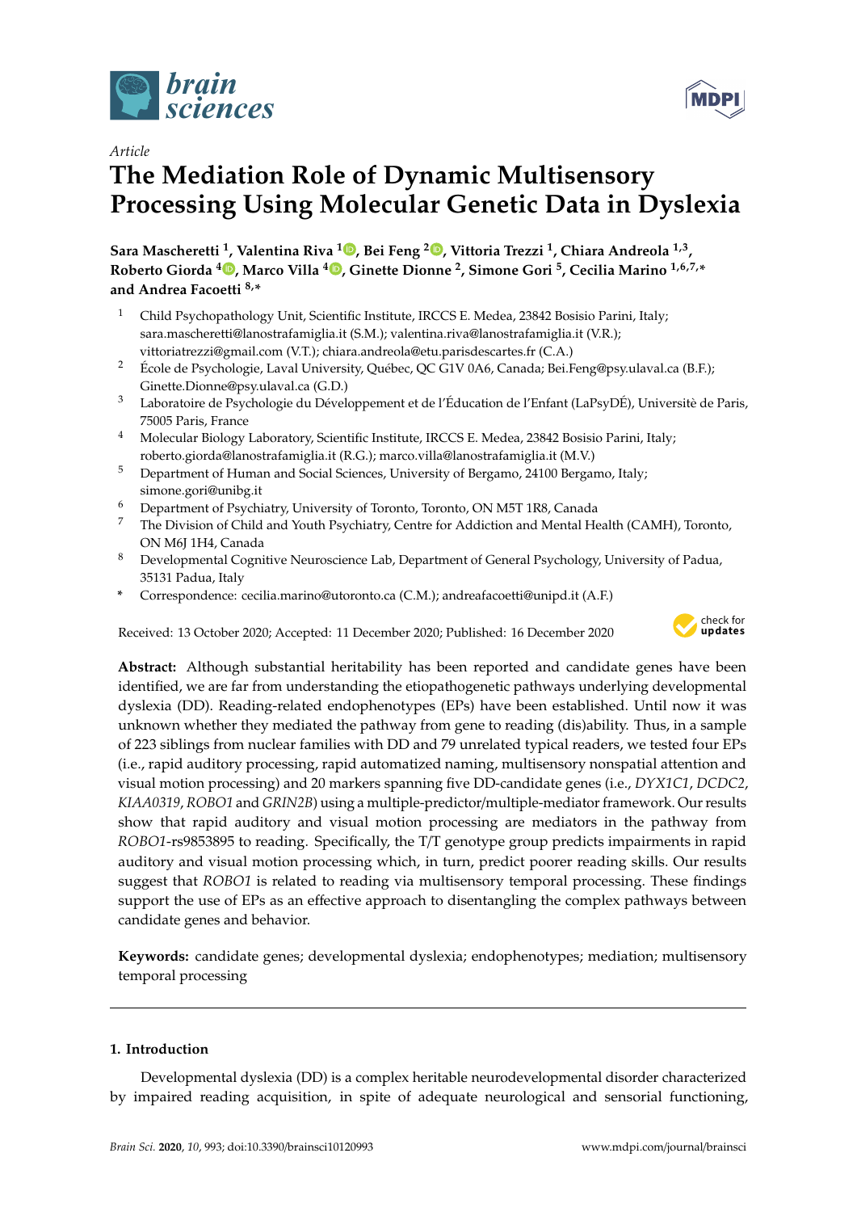*Article*

# The Mediation Role of Dynamic Multisensory Processing Using Molecular Genetic Data in Dyslexia

**Sara Mascheretti [1], Valentina Riva [1], Bei Feng [2], Vittoria Trezzi [1], Chiara Andreola [1,3], Roberto Giorda [4], Marco Villa [4], Ginette Dionne [2], Simone Gori [5], Cecilia Marino [1,6,7,*] and Andrea Facoetti [8,*]**

[1] Child Psychopathology Unit, Scientific Institute, IRCCS E. Medea, 23842 Bosisio Parini, Italy; sara.mascheretti@lanostrafamiglia.it (S.M.); valentina.riva@lanostrafamiglia.it (V.R.); vittoriatrezzi@gmail.com (V.T.); chiara.andreola@etu.parisdescartes.fr (C.A.)

[2] École de Psychologie, Laval University, Québec, QC G1V 0A6, Canada; Bei.Feng@psy.ulaval.ca (B.F.); Ginette.Dionne@psy.ulaval.ca (G.D.)

[3] Laboratoire de Psychologie du Développement et de l'Éducation de l'Enfant (LaPsyDÉ), Universitè de Paris, 75005 Paris, France

[4] Molecular Biology Laboratory, Scientific Institute, IRCCS E. Medea, 23842 Bosisio Parini, Italy; roberto.giorda@lanostrafamiglia.it (R.G.); marco.villa@lanostrafamiglia.it (M.V.)

[5] Department of Human and Social Sciences, University of Bergamo, 24100 Bergamo, Italy; simone.gori@unibg.it

[6] Department of Psychiatry, University of Toronto, Toronto, ON M5T 1R8, Canada

[7] The Division of Child and Youth Psychiatry, Centre for Addiction and Mental Health (CAMH), Toronto, ON M6J 1H4, Canada

[8] Developmental Cognitive Neuroscience Lab, Department of General Psychology, University of Padua, 35131 Padua, Italy

\* Correspondence: cecilia.marino@utoronto.ca (C.M.); andreafacoetti@unipd.it (A.F.)

Received: 13 October 2020; Accepted: 11 December 2020; Published: 16 December 2020

**Abstract:** Although substantial heritability has been reported and candidate genes have been identified, we are far from understanding the etiopathogenetic pathways underlying developmental dyslexia (DD). Reading-related endophenotypes (EPs) have been established. Until now it was unknown whether they mediated the pathway from gene to reading (dis)ability. Thus, in a sample of 223 siblings from nuclear families with DD and 79 unrelated typical readers, we tested four EPs (i.e., rapid auditory processing, rapid automatized naming, multisensory nonspatial attention and visual motion processing) and 20 markers spanning five DD-candidate genes (i.e., *DYX1C1*, *DCDC2*, *KIAA0319*, *ROBO1* and *GRIN2B*) using a multiple-predictor/multiple-mediator framework. Our results show that rapid auditory and visual motion processing are mediators in the pathway from *ROBO1*-rs9853895 to reading. Specifically, the T/T genotype group predicts impairments in rapid auditory and visual motion processing which, in turn, predict poorer reading skills. Our results suggest that *ROBO1* is related to reading via multisensory temporal processing. These findings support the use of EPs as an effective approach to disentangling the complex pathways between candidate genes and behavior.

**Keywords:** candidate genes; developmental dyslexia; endophenotypes; mediation; multisensory temporal processing

## 1. Introduction

Developmental dyslexia (DD) is a complex heritable neurodevelopmental disorder characterized by impaired reading acquisition, in spite of adequate neurological and sensorial functioning,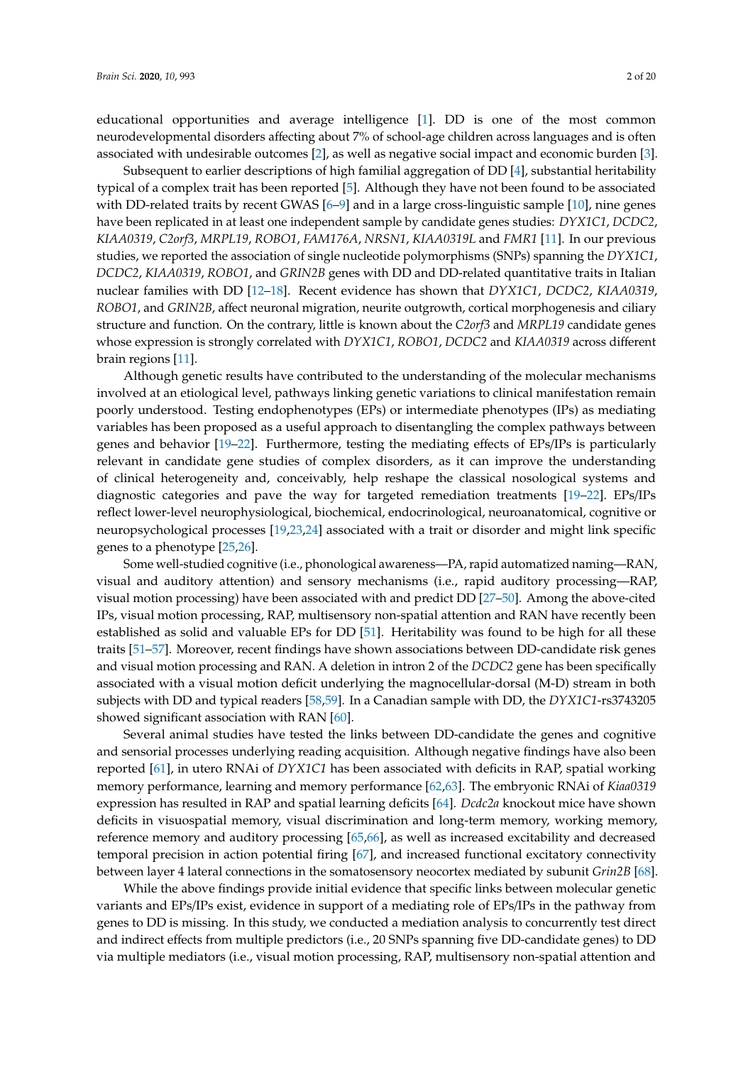educational opportunities and average intelligence [1]. DD is one of the most common neurodevelopmental disorders affecting about 7% of school-age children across languages and is often associated with undesirable outcomes [2], as well as negative social impact and economic burden [3].

Subsequent to earlier descriptions of high familial aggregation of DD [4], substantial heritability typical of a complex trait has been reported [5]. Although they have not been found to be associated with DD-related traits by recent GWAS [6–9] and in a large cross-linguistic sample [10], nine genes have been replicated in at least one independent sample by candidate genes studies: *DYX1C1*, *DCDC2*, *KIAA0319*, *C2orf3*, *MRPL19*, *ROBO1*, *FAM176A*, *NRSN1*, *KIAA0319L* and *FMR1* [11]. In our previous studies, we reported the association of single nucleotide polymorphisms (SNPs) spanning the *DYX1C1*, *DCDC2*, *KIAA0319*, *ROBO1*, and *GRIN2B* genes with DD and DD-related quantitative traits in Italian nuclear families with DD [12–18]. Recent evidence has shown that *DYX1C1*, *DCDC2*, *KIAA0319*, *ROBO1*, and *GRIN2B*, affect neuronal migration, neurite outgrowth, cortical morphogenesis and ciliary structure and function. On the contrary, little is known about the *C2orf3* and *MRPL19* candidate genes whose expression is strongly correlated with *DYX1C1*, *ROBO1*, *DCDC2* and *KIAA0319* across different brain regions [11].

Although genetic results have contributed to the understanding of the molecular mechanisms involved at an etiological level, pathways linking genetic variations to clinical manifestation remain poorly understood. Testing endophenotypes (EPs) or intermediate phenotypes (IPs) as mediating variables has been proposed as a useful approach to disentangling the complex pathways between genes and behavior [19–22]. Furthermore, testing the mediating effects of EPs/IPs is particularly relevant in candidate gene studies of complex disorders, as it can improve the understanding of clinical heterogeneity and, conceivably, help reshape the classical nosological systems and diagnostic categories and pave the way for targeted remediation treatments [19–22]. EPs/IPs reflect lower-level neurophysiological, biochemical, endocrinological, neuroanatomical, cognitive or neuropsychological processes [19,23,24] associated with a trait or disorder and might link specific genes to a phenotype [25,26].

Some well-studied cognitive (i.e., phonological awareness—PA, rapid automatized naming—RAN, visual and auditory attention) and sensory mechanisms (i.e., rapid auditory processing—RAP, visual motion processing) have been associated with and predict DD [27–50]. Among the above-cited IPs, visual motion processing, RAP, multisensory non-spatial attention and RAN have recently been established as solid and valuable EPs for DD [51]. Heritability was found to be high for all these traits [51–57]. Moreover, recent findings have shown associations between DD-candidate risk genes and visual motion processing and RAN. A deletion in intron 2 of the *DCDC2* gene has been specifically associated with a visual motion deficit underlying the magnocellular-dorsal (M-D) stream in both subjects with DD and typical readers [58,59]. In a Canadian sample with DD, the *DYX1C1*-rs3743205 showed significant association with RAN [60].

Several animal studies have tested the links between DD-candidate the genes and cognitive and sensorial processes underlying reading acquisition. Although negative findings have also been reported [61], in utero RNAi of *DYX1C1* has been associated with deficits in RAP, spatial working memory performance, learning and memory performance [62,63]. The embryonic RNAi of *Kiaa0319* expression has resulted in RAP and spatial learning deficits [64]. *Dcdc2a* knockout mice have shown deficits in visuospatial memory, visual discrimination and long-term memory, working memory, reference memory and auditory processing [65,66], as well as increased excitability and decreased temporal precision in action potential firing [67], and increased functional excitatory connectivity between layer 4 lateral connections in the somatosensory neocortex mediated by subunit *Grin2B* [68].

While the above findings provide initial evidence that specific links between molecular genetic variants and EPs/IPs exist, evidence in support of a mediating role of EPs/IPs in the pathway from genes to DD is missing. In this study, we conducted a mediation analysis to concurrently test direct and indirect effects from multiple predictors (i.e., 20 SNPs spanning five DD-candidate genes) to DD via multiple mediators (i.e., visual motion processing, RAP, multisensory non-spatial attention and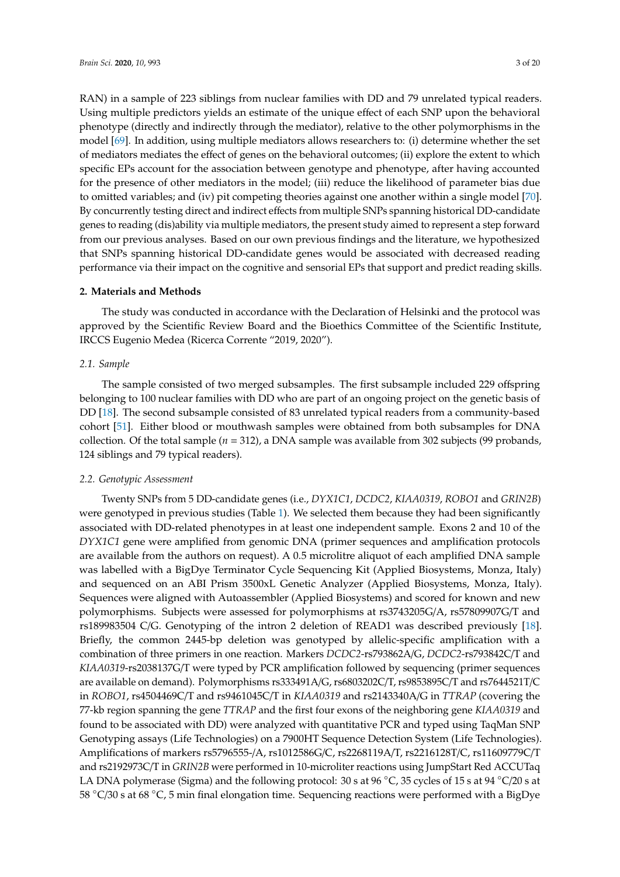RAN) in a sample of 223 siblings from nuclear families with DD and 79 unrelated typical readers. Using multiple predictors yields an estimate of the unique effect of each SNP upon the behavioral phenotype (directly and indirectly through the mediator), relative to the other polymorphisms in the model [69]. In addition, using multiple mediators allows researchers to: (i) determine whether the set of mediators mediates the effect of genes on the behavioral outcomes; (ii) explore the extent to which specific EPs account for the association between genotype and phenotype, after having accounted for the presence of other mediators in the model; (iii) reduce the likelihood of parameter bias due to omitted variables; and (iv) pit competing theories against one another within a single model [70]. By concurrently testing direct and indirect effects from multiple SNPs spanning historical DD-candidate genes to reading (dis)ability via multiple mediators, the present study aimed to represent a step forward from our previous analyses. Based on our own previous findings and the literature, we hypothesized that SNPs spanning historical DD-candidate genes would be associated with decreased reading performance via their impact on the cognitive and sensorial EPs that support and predict reading skills.

## 2. Materials and Methods

The study was conducted in accordance with the Declaration of Helsinki and the protocol was approved by the Scientific Review Board and the Bioethics Committee of the Scientific Institute, IRCCS Eugenio Medea (Ricerca Corrente "2019, 2020").

### 2.1. Sample

The sample consisted of two merged subsamples. The first subsample included 229 offspring belonging to 100 nuclear families with DD who are part of an ongoing project on the genetic basis of DD [18]. The second subsample consisted of 83 unrelated typical readers from a community-based cohort [51]. Either blood or mouthwash samples were obtained from both subsamples for DNA collection. Of the total sample ($n = 312$), a DNA sample was available from 302 subjects (99 probands, 124 siblings and 79 typical readers).

### 2.2. Genotypic Assessment

Twenty SNPs from 5 DD-candidate genes (i.e., *DYX1C1*, *DCDC2*, *KIAA0319*, *ROBO1* and *GRIN2B*) were genotyped in previous studies (Table 1). We selected them because they had been significantly associated with DD-related phenotypes in at least one independent sample. Exons 2 and 10 of the *DYX1C1* gene were amplified from genomic DNA (primer sequences and amplification protocols are available from the authors on request). A 0.5 microlitre aliquot of each amplified DNA sample was labelled with a BigDye Terminator Cycle Sequencing Kit (Applied Biosystems, Monza, Italy) and sequenced on an ABI Prism 3500xL Genetic Analyzer (Applied Biosystems, Monza, Italy). Sequences were aligned with Autoassembler (Applied Biosystems) and scored for known and new polymorphisms. Subjects were assessed for polymorphisms at rs3743205G/A, rs57809907G/T and rs189983504 C/G. Genotyping of the intron 2 deletion of READ1 was described previously [18]. Briefly, the common 2445-bp deletion was genotyped by allelic-specific amplification with a combination of three primers in one reaction. Markers *DCDC2*-rs793862A/G, *DCDC2*-rs793842C/T and *KIAA0319*-rs2038137G/T were typed by PCR amplification followed by sequencing (primer sequences are available on demand). Polymorphisms rs333491A/G, rs6803202C/T, rs9853895C/T and rs7644521T/C in *ROBO1*, rs4504469C/T and rs9461045C/T in *KIAA0319* and rs2143340A/G in *TTRAP* (covering the 77-kb region spanning the gene *TTRAP* and the first four exons of the neighboring gene *KIAA0319* and found to be associated with DD) were analyzed with quantitative PCR and typed using TaqMan SNP Genotyping assays (Life Technologies) on a 7900HT Sequence Detection System (Life Technologies). Amplifications of markers rs5796555-/A, rs1012586G/C, rs2268119A/T, rs2216128T/C, rs11609779C/T and rs2192973C/T in *GRIN2B* were performed in 10-microliter reactions using JumpStart Red ACCUTaq LA DNA polymerase (Sigma) and the following protocol: 30 s at 96 °C, 35 cycles of 15 s at 94 °C/20 s at 58 °C/30 s at 68 °C, 5 min final elongation time. Sequencing reactions were performed with a BigDye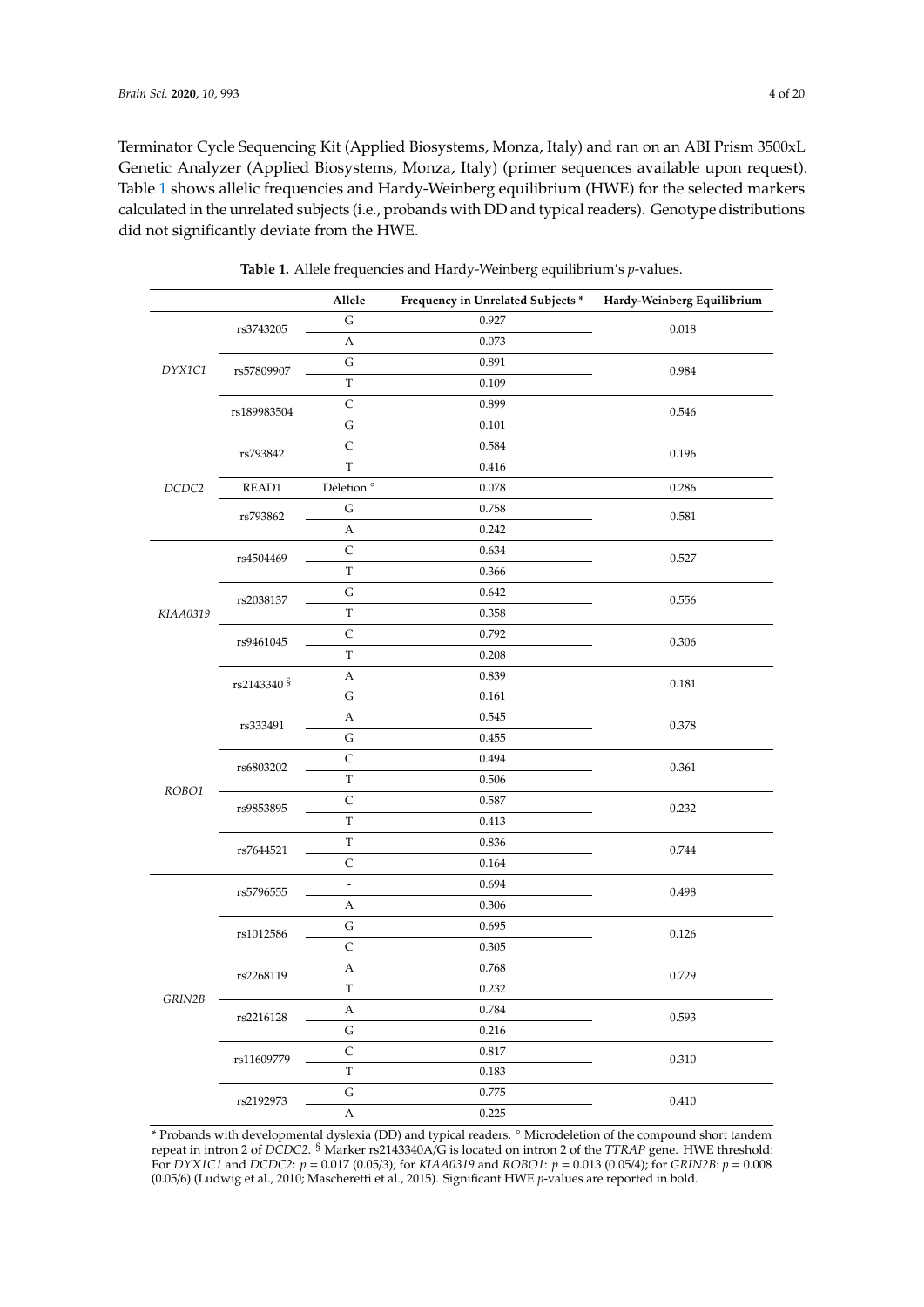Terminator Cycle Sequencing Kit (Applied Biosystems, Monza, Italy) and ran on an ABI Prism 3500xL Genetic Analyzer (Applied Biosystems, Monza, Italy) (primer sequences available upon request). Table 1 shows allelic frequencies and Hardy-Weinberg equilibrium (HWE) for the selected markers calculated in the unrelated subjects (i.e., probands with DD and typical readers). Genotype distributions did not significantly deviate from the HWE.

**Table 1.** Allele frequencies and Hardy-Weinberg equilibrium's *p*-values.

| | | Allele | Frequency in Unrelated Subjects * | Hardy-Weinberg Equilibrium |
|---|---|---|---|---|
| *DYX1C1* | rs3743205 | G | 0.927 | 0.018 |
| | | A | 0.073 | |
| | rs57809907 | G | 0.891 | 0.984 |
| | | T | 0.109 | |
| | rs189983504 | C | 0.899 | 0.546 |
| | | G | 0.101 | |
| *DCDC2* | rs793842 | C | 0.584 | 0.196 |
| | | T | 0.416 | |
| | READ1 | Deletion ° | 0.078 | 0.286 |
| | rs793862 | G | 0.758 | 0.581 |
| | | A | 0.242 | |
| *KIAA0319* | rs4504469 | C | 0.634 | 0.527 |
| | | T | 0.366 | |
| | rs2038137 | G | 0.642 | 0.556 |
| | | T | 0.358 | |
| | rs9461045 | C | 0.792 | 0.306 |
| | | T | 0.208 | |
| | rs2143340 § | A | 0.839 | 0.181 |
| | | G | 0.161 | |
| *ROBO1* | rs333491 | A | 0.545 | 0.378 |
| | | G | 0.455 | |
| | rs6803202 | C | 0.494 | 0.361 |
| | | T | 0.506 | |
| | rs9853895 | C | 0.587 | 0.232 |
| | | T | 0.413 | |
| | rs7644521 | T | 0.836 | 0.744 |
| | | C | 0.164 | |
| *GRIN2B* | rs5796555 | - | 0.694 | 0.498 |
| | | A | 0.306 | |
| | rs1012586 | G | 0.695 | 0.126 |
| | | C | 0.305 | |
| | rs2268119 | A | 0.768 | 0.729 |
| | | T | 0.232 | |
| | rs2216128 | A | 0.784 | 0.593 |
| | | G | 0.216 | |
| | rs11609779 | C | 0.817 | 0.310 |
| | | T | 0.183 | |
| | rs2192973 | G | 0.775 | 0.410 |
| | | A | 0.225 | |

* Probands with developmental dyslexia (DD) and typical readers. ° Microdeletion of the compound short tandem repeat in intron 2 of *DCDC2*. § Marker rs2143340A/G is located on intron 2 of the *TTRAP* gene. HWE threshold: For *DYX1C1* and *DCDC2*: $p = 0.017$ (0.05/3); for *KIAA0319* and *ROBO1*: $p = 0.013$ (0.05/4); for *GRIN2B*: $p = 0.008$ (0.05/6) (Ludwig et al., 2010; Mascheretti et al., 2015). Significant HWE *p*-values are reported in bold.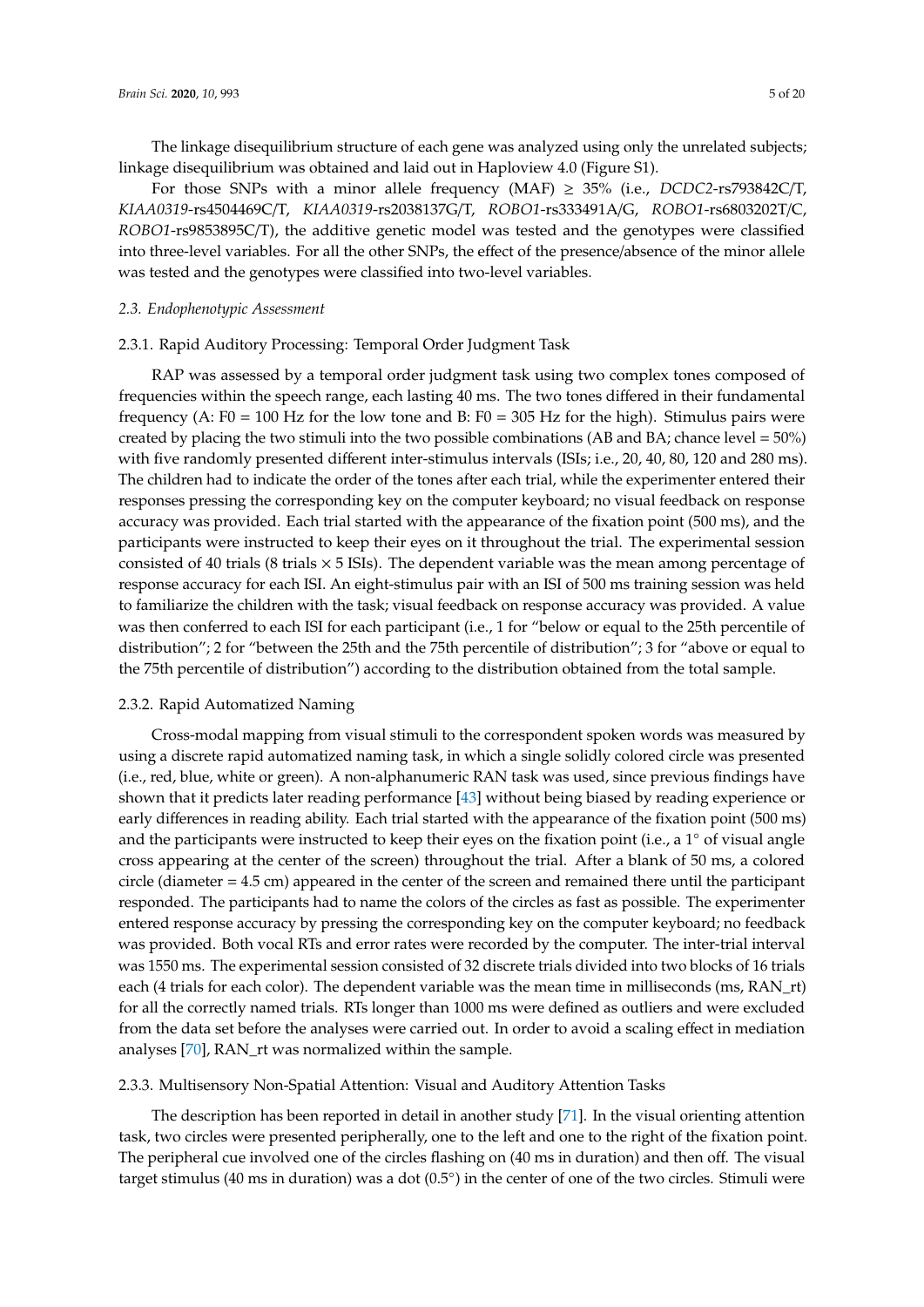The linkage disequilibrium structure of each gene was analyzed using only the unrelated subjects; linkage disequilibrium was obtained and laid out in Haploview 4.0 (Figure S1).

For those SNPs with a minor allele frequency (MAF) ≥ 35% (i.e., *DCDC2*-rs793842C/T, *KIAA0319*-rs4504469C/T, *KIAA0319*-rs2038137G/T, *ROBO1*-rs333491A/G, *ROBO1*-rs6803202T/C, *ROBO1*-rs9853895C/T), the additive genetic model was tested and the genotypes were classified into three-level variables. For all the other SNPs, the effect of the presence/absence of the minor allele was tested and the genotypes were classified into two-level variables.

### *2.3. Endophenotypic Assessment*

#### 2.3.1. Rapid Auditory Processing: Temporal Order Judgment Task

RAP was assessed by a temporal order judgment task using two complex tones composed of frequencies within the speech range, each lasting 40 ms. The two tones differed in their fundamental frequency (A: F0 = 100 Hz for the low tone and B: F0 = 305 Hz for the high). Stimulus pairs were created by placing the two stimuli into the two possible combinations (AB and BA; chance level = 50%) with five randomly presented different inter-stimulus intervals (ISIs; i.e., 20, 40, 80, 120 and 280 ms). The children had to indicate the order of the tones after each trial, while the experimenter entered their responses pressing the corresponding key on the computer keyboard; no visual feedback on response accuracy was provided. Each trial started with the appearance of the fixation point (500 ms), and the participants were instructed to keep their eyes on it throughout the trial. The experimental session consisted of 40 trials (8 trials × 5 ISIs). The dependent variable was the mean among percentage of response accuracy for each ISI. An eight-stimulus pair with an ISI of 500 ms training session was held to familiarize the children with the task; visual feedback on response accuracy was provided. A value was then conferred to each ISI for each participant (i.e., 1 for "below or equal to the 25th percentile of distribution"; 2 for "between the 25th and the 75th percentile of distribution"; 3 for "above or equal to the 75th percentile of distribution") according to the distribution obtained from the total sample.

#### 2.3.2. Rapid Automatized Naming

Cross-modal mapping from visual stimuli to the correspondent spoken words was measured by using a discrete rapid automatized naming task, in which a single solidly colored circle was presented (i.e., red, blue, white or green). A non-alphanumeric RAN task was used, since previous findings have shown that it predicts later reading performance [43] without being biased by reading experience or early differences in reading ability. Each trial started with the appearance of the fixation point (500 ms) and the participants were instructed to keep their eyes on the fixation point (i.e., a 1° of visual angle cross appearing at the center of the screen) throughout the trial. After a blank of 50 ms, a colored circle (diameter = 4.5 cm) appeared in the center of the screen and remained there until the participant responded. The participants had to name the colors of the circles as fast as possible. The experimenter entered response accuracy by pressing the corresponding key on the computer keyboard; no feedback was provided. Both vocal RTs and error rates were recorded by the computer. The inter-trial interval was 1550 ms. The experimental session consisted of 32 discrete trials divided into two blocks of 16 trials each (4 trials for each color). The dependent variable was the mean time in milliseconds (ms, RAN_rt) for all the correctly named trials. RTs longer than 1000 ms were defined as outliers and were excluded from the data set before the analyses were carried out. In order to avoid a scaling effect in mediation analyses [70], RAN_rt was normalized within the sample.

#### 2.3.3. Multisensory Non-Spatial Attention: Visual and Auditory Attention Tasks

The description has been reported in detail in another study [71]. In the visual orienting attention task, two circles were presented peripherally, one to the left and one to the right of the fixation point. The peripheral cue involved one of the circles flashing on (40 ms in duration) and then off. The visual target stimulus (40 ms in duration) was a dot (0.5°) in the center of one of the two circles. Stimuli were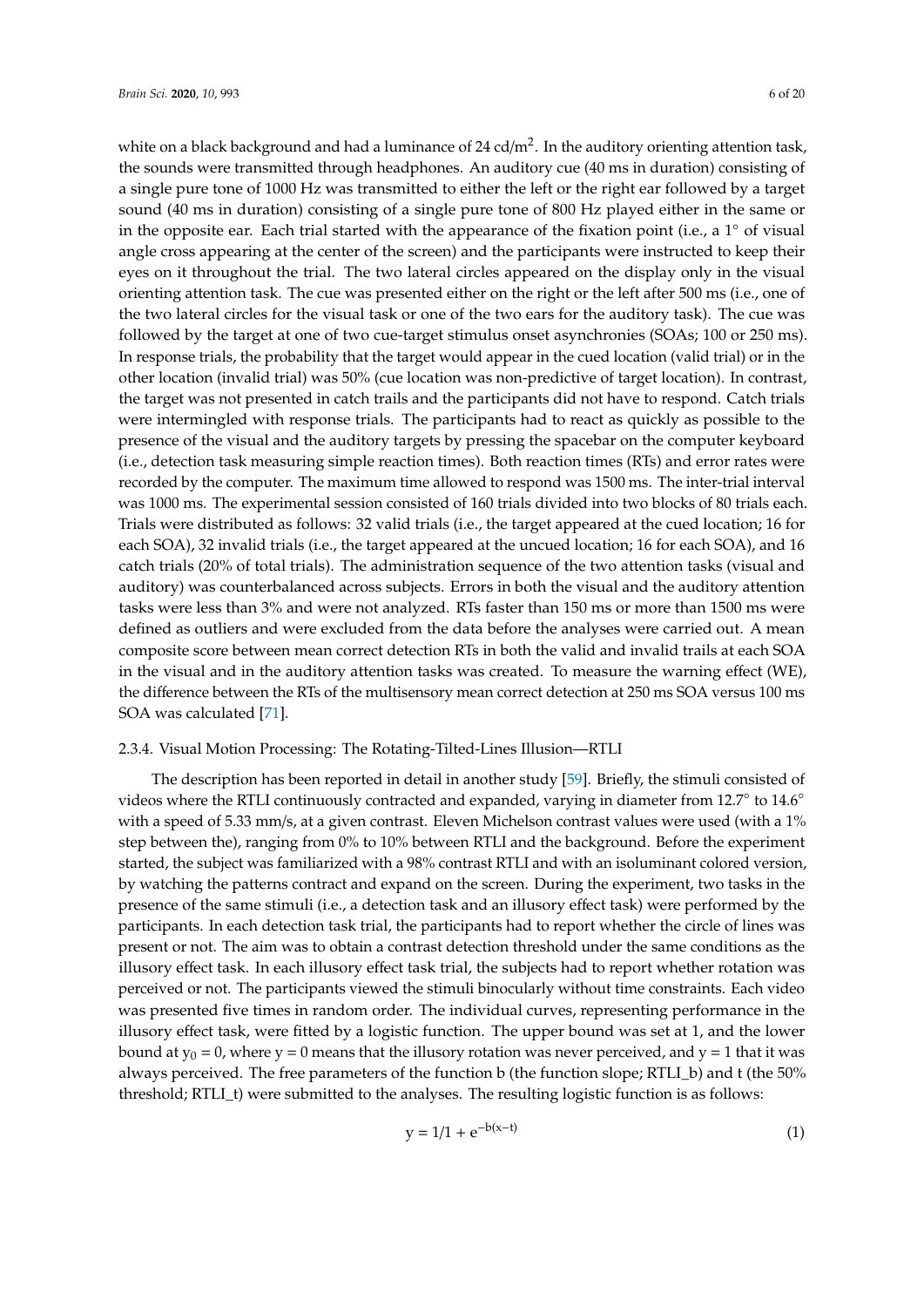white on a black background and had a luminance of 24 cd/m$^2$. In the auditory orienting attention task, the sounds were transmitted through headphones. An auditory cue (40 ms in duration) consisting of a single pure tone of 1000 Hz was transmitted to either the left or the right ear followed by a target sound (40 ms in duration) consisting of a single pure tone of 800 Hz played either in the same or in the opposite ear. Each trial started with the appearance of the fixation point (i.e., a 1° of visual angle cross appearing at the center of the screen) and the participants were instructed to keep their eyes on it throughout the trial. The two lateral circles appeared on the display only in the visual orienting attention task. The cue was presented either on the right or the left after 500 ms (i.e., one of the two lateral circles for the visual task or one of the two ears for the auditory task). The cue was followed by the target at one of two cue-target stimulus onset asynchronies (SOAs; 100 or 250 ms). In response trials, the probability that the target would appear in the cued location (valid trial) or in the other location (invalid trial) was 50% (cue location was non-predictive of target location). In contrast, the target was not presented in catch trails and the participants did not have to respond. Catch trials were intermingled with response trials. The participants had to react as quickly as possible to the presence of the visual and the auditory targets by pressing the spacebar on the computer keyboard (i.e., detection task measuring simple reaction times). Both reaction times (RTs) and error rates were recorded by the computer. The maximum time allowed to respond was 1500 ms. The inter-trial interval was 1000 ms. The experimental session consisted of 160 trials divided into two blocks of 80 trials each. Trials were distributed as follows: 32 valid trials (i.e., the target appeared at the cued location; 16 for each SOA), 32 invalid trials (i.e., the target appeared at the uncued location; 16 for each SOA), and 16 catch trials (20% of total trials). The administration sequence of the two attention tasks (visual and auditory) was counterbalanced across subjects. Errors in both the visual and the auditory attention tasks were less than 3% and were not analyzed. RTs faster than 150 ms or more than 1500 ms were defined as outliers and were excluded from the data before the analyses were carried out. A mean composite score between mean correct detection RTs in both the valid and invalid trails at each SOA in the visual and in the auditory attention tasks was created. To measure the warning effect (WE), the difference between the RTs of the multisensory mean correct detection at 250 ms SOA versus 100 ms SOA was calculated [71].

### 2.3.4. Visual Motion Processing: The Rotating-Tilted-Lines Illusion—RTLI

The description has been reported in detail in another study [59]. Briefly, the stimuli consisted of videos where the RTLI continuously contracted and expanded, varying in diameter from 12.7° to 14.6° with a speed of 5.33 mm/s, at a given contrast. Eleven Michelson contrast values were used (with a 1% step between the), ranging from 0% to 10% between RTLI and the background. Before the experiment started, the subject was familiarized with a 98% contrast RTLI and with an isoluminant colored version, by watching the patterns contract and expand on the screen. During the experiment, two tasks in the presence of the same stimuli (i.e., a detection task and an illusory effect task) were performed by the participants. In each detection task trial, the participants had to report whether the circle of lines was present or not. The aim was to obtain a contrast detection threshold under the same conditions as the illusory effect task. In each illusory effect task trial, the subjects had to report whether rotation was perceived or not. The participants viewed the stimuli binocularly without time constraints. Each video was presented five times in random order. The individual curves, representing performance in the illusory effect task, were fitted by a logistic function. The upper bound was set at 1, and the lower bound at $y_0 = 0$, where $y = 0$ means that the illusory rotation was never perceived, and $y = 1$ that it was always perceived. The free parameters of the function b (the function slope; RTLI_b) and t (the 50% threshold; RTLI_t) were submitted to the analyses. The resulting logistic function is as follows:

$$y = 1/1 + e^{-b(x-t)} \tag{1}$$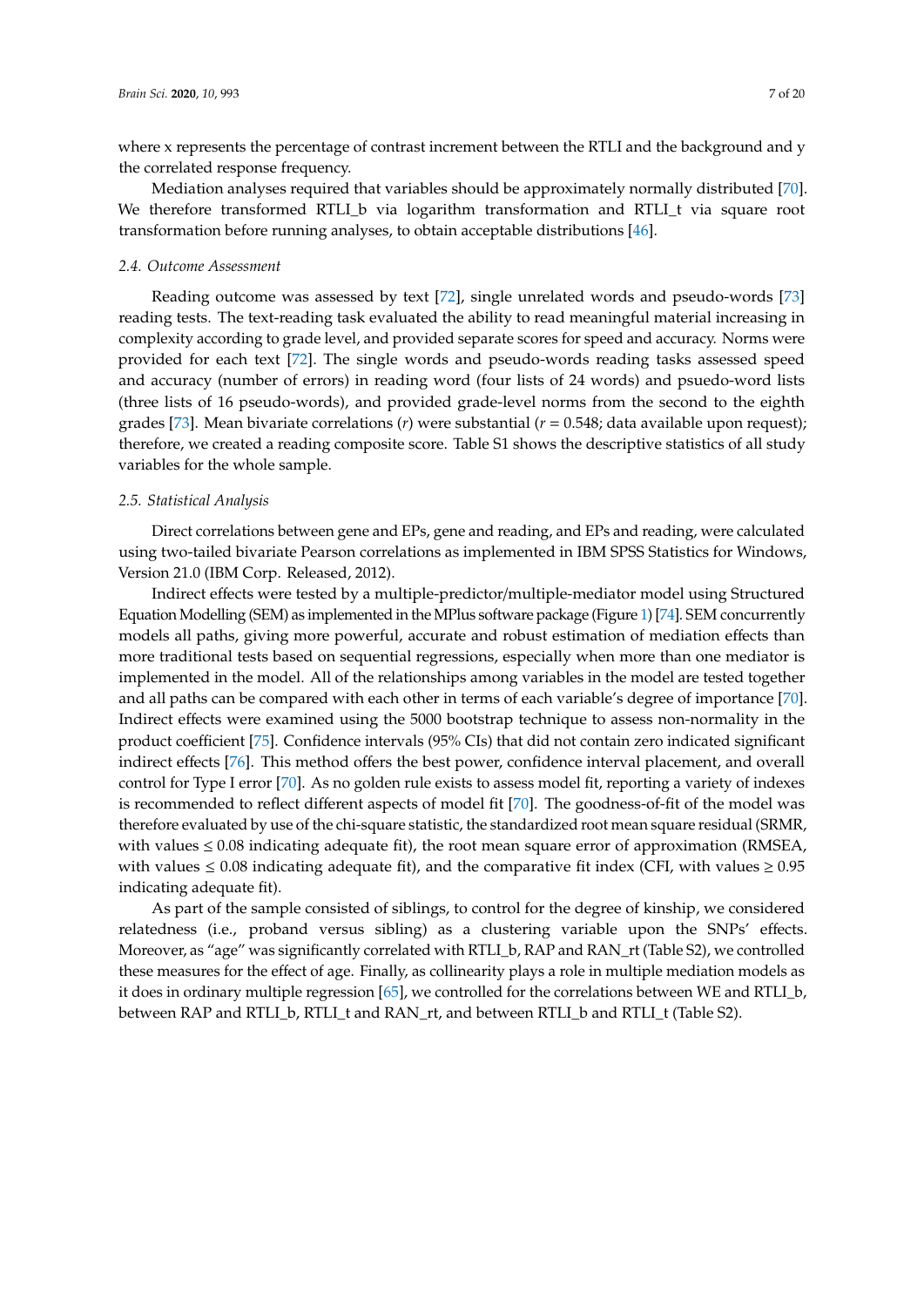where x represents the percentage of contrast increment between the RTLI and the background and y the correlated response frequency.

Mediation analyses required that variables should be approximately normally distributed [70]. We therefore transformed RTLI_b via logarithm transformation and RTLI_t via square root transformation before running analyses, to obtain acceptable distributions [46].

### 2.4. Outcome Assessment

Reading outcome was assessed by text [72], single unrelated words and pseudo-words [73] reading tests. The text-reading task evaluated the ability to read meaningful material increasing in complexity according to grade level, and provided separate scores for speed and accuracy. Norms were provided for each text [72]. The single words and pseudo-words reading tasks assessed speed and accuracy (number of errors) in reading word (four lists of 24 words) and psuedo-word lists (three lists of 16 pseudo-words), and provided grade-level norms from the second to the eighth grades [73]. Mean bivariate correlations (*r*) were substantial ($r = 0.548$; data available upon request); therefore, we created a reading composite score. Table S1 shows the descriptive statistics of all study variables for the whole sample.

### 2.5. Statistical Analysis

Direct correlations between gene and EPs, gene and reading, and EPs and reading, were calculated using two-tailed bivariate Pearson correlations as implemented in IBM SPSS Statistics for Windows, Version 21.0 (IBM Corp. Released, 2012).

Indirect effects were tested by a multiple-predictor/multiple-mediator model using Structured Equation Modelling (SEM) as implemented in the MPlus software package (Figure 1) [74]. SEM concurrently models all paths, giving more powerful, accurate and robust estimation of mediation effects than more traditional tests based on sequential regressions, especially when more than one mediator is implemented in the model. All of the relationships among variables in the model are tested together and all paths can be compared with each other in terms of each variable's degree of importance [70]. Indirect effects were examined using the 5000 bootstrap technique to assess non-normality in the product coefficient [75]. Confidence intervals (95% CIs) that did not contain zero indicated significant indirect effects [76]. This method offers the best power, confidence interval placement, and overall control for Type I error [70]. As no golden rule exists to assess model fit, reporting a variety of indexes is recommended to reflect different aspects of model fit [70]. The goodness-of-fit of the model was therefore evaluated by use of the chi-square statistic, the standardized root mean square residual (SRMR, with values $\leq 0.08$ indicating adequate fit), the root mean square error of approximation (RMSEA, with values $\leq 0.08$ indicating adequate fit), and the comparative fit index (CFI, with values $\geq 0.95$ indicating adequate fit).

As part of the sample consisted of siblings, to control for the degree of kinship, we considered relatedness (i.e., proband versus sibling) as a clustering variable upon the SNPs' effects. Moreover, as "age" was significantly correlated with RTLI_b, RAP and RAN_rt (Table S2), we controlled these measures for the effect of age. Finally, as collinearity plays a role in multiple mediation models as it does in ordinary multiple regression [65], we controlled for the correlations between WE and RTLI_b, between RAP and RTLI_b, RTLI_t and RAN_rt, and between RTLI_b and RTLI_t (Table S2).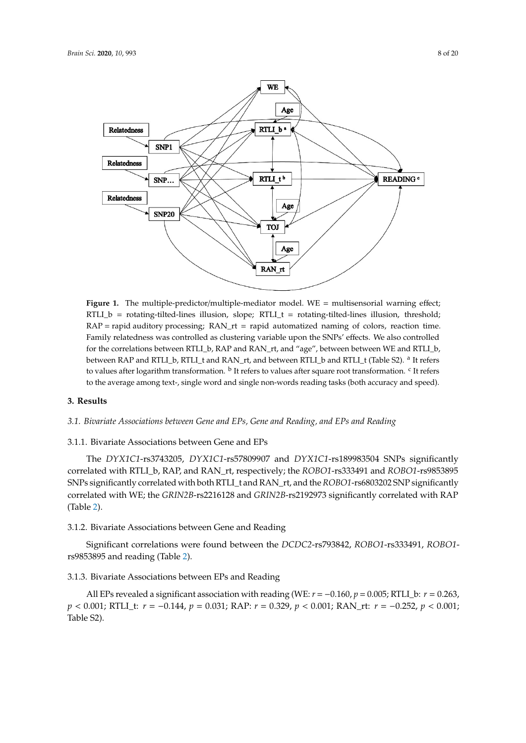**Figure 1.** The multiple-predictor/multiple-mediator model. WE = multisensorial warning effect; RTLI_b = rotating-tilted-lines illusion, slope; RTLI_t = rotating-tilted-lines illusion, threshold; RAP = rapid auditory processing; RAN_rt = rapid automatized naming of colors, reaction time. Family relatedness was controlled as clustering variable upon the SNPs' effects. We also controlled for the correlations between RTLI_b, RAP and RAN_rt, and "age", between between WE and RTLI_b, between RAP and RTLI_b, RTLI_t and RAN_rt, and between RTLI_b and RTLI_t (Table S2). [a] It refers to values after logarithm transformation. [b] It refers to values after square root transformation. [c] It refers to the average among text-, single word and single non-words reading tasks (both accuracy and speed).

## 3. Results

### *3.1. Bivariate Associations between Gene and EPs, Gene and Reading, and EPs and Reading*

#### 3.1.1. Bivariate Associations between Gene and EPs

The *DYX1C1*-rs3743205, *DYX1C1*-rs57809907 and *DYX1C1*-rs189983504 SNPs significantly correlated with RTLI_b, RAP, and RAN_rt, respectively; the *ROBO1*-rs333491 and *ROBO1*-rs9853895 SNPs significantly correlated with both RTLI_t and RAN_rt, and the *ROBO1*-rs6803202 SNP significantly correlated with WE; the *GRIN2B*-rs2216128 and *GRIN2B*-rs2192973 significantly correlated with RAP (Table 2).

#### 3.1.2. Bivariate Associations between Gene and Reading

Significant correlations were found between the *DCDC2*-rs793842, *ROBO1*-rs333491, *ROBO1*-rs9853895 and reading (Table 2).

#### 3.1.3. Bivariate Associations between EPs and Reading

All EPs revealed a significant association with reading (WE: $r = -0.160$, $p = 0.005$; RTLI_b: $r = 0.263$, $p < 0.001$; RTLI_t: $r = -0.144$, $p = 0.031$; RAP: $r = 0.329$, $p < 0.001$; RAN_rt: $r = -0.252$, $p < 0.001$; Table S2).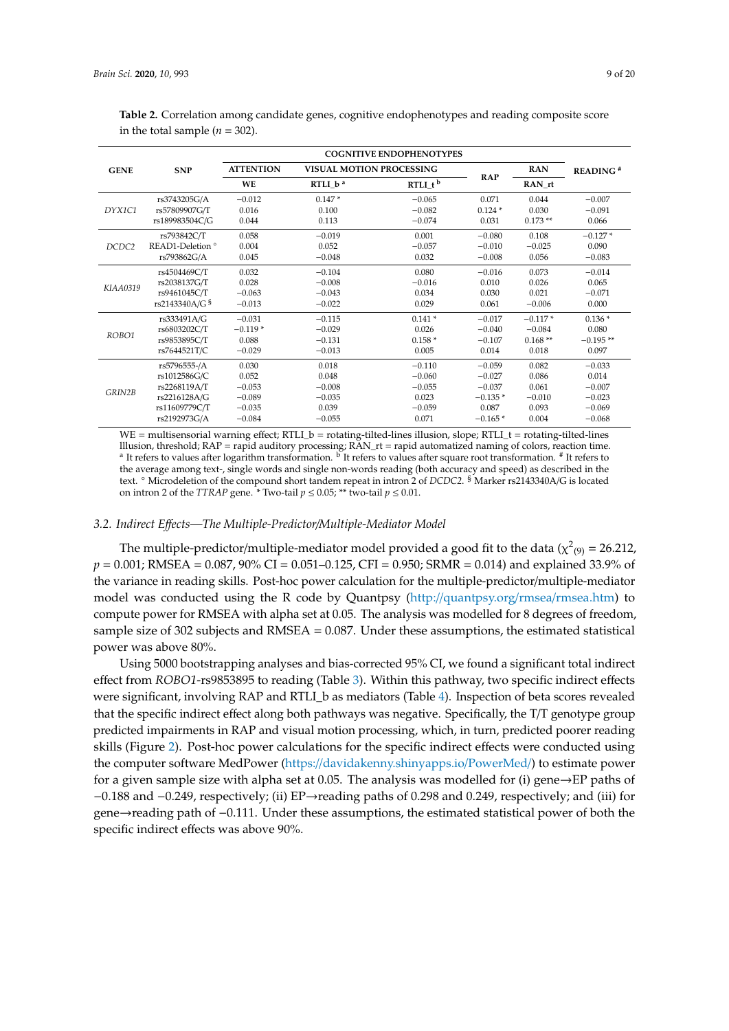**Table 2.** Correlation among candidate genes, cognitive endophenotypes and reading composite score in the total sample ($n$ = 302).

| GENE | SNP | COGNITIVE ENDOPHENOTYPES | | | | | READING [#] |
|---|---|---|---|---|---|---|---|
| | | ATTENTION | VISUAL MOTION PROCESSING | | RAP | RAN | |
| | | WE | RTLI_b [a] | RTLI_t [b] | | RAN_rt | |
| *DYX1C1* | rs3743205G/A | −0.012 | 0.147 * | −0.065 | 0.071 | 0.044 | −0.007 |
| | rs57809907G/T | 0.016 | 0.100 | −0.082 | 0.124 * | 0.030 | −0.091 |
| | rs189983504C/G | 0.044 | 0.113 | −0.074 | 0.031 | 0.173 ** | 0.066 |
| *DCDC2* | rs793842C/T | 0.058 | −0.019 | 0.001 | −0.080 | 0.108 | −0.127 * |
| | READ1-Deletion ° | 0.004 | 0.052 | −0.057 | −0.010 | −0.025 | 0.090 |
| | rs793862G/A | 0.045 | −0.048 | 0.032 | −0.008 | 0.056 | −0.083 |
| *KIAA0319* | rs4504469C/T | 0.032 | −0.104 | 0.080 | −0.016 | 0.073 | −0.014 |
| | rs2038137G/T | 0.028 | −0.008 | −0.016 | 0.010 | 0.026 | 0.065 |
| | rs9461045C/T | −0.063 | −0.043 | 0.034 | 0.030 | 0.021 | −0.071 |
| | rs2143340A/G [§] | −0.013 | −0.022 | 0.029 | 0.061 | −0.006 | 0.000 |
| *ROBO1* | rs333491A/G | −0.031 | −0.115 | 0.141 * | −0.017 | −0.117 * | 0.136 * |
| | rs6803202C/T | −0.119 * | −0.029 | 0.026 | −0.040 | −0.084 | 0.080 |
| | rs9853895C/T | 0.088 | −0.131 | 0.158 * | −0.107 | 0.168 ** | −0.195 ** |
| | rs7644521T/C | −0.029 | −0.013 | 0.005 | 0.014 | 0.018 | 0.097 |
| *GRIN2B* | rs5796555-/A | 0.030 | 0.018 | −0.110 | −0.059 | 0.082 | −0.033 |
| | rs1012586G/C | 0.052 | 0.048 | −0.060 | −0.027 | 0.086 | 0.014 |
| | rs2268119A/T | −0.053 | −0.008 | −0.055 | −0.037 | 0.061 | −0.007 |
| | rs2216128A/G | −0.089 | −0.035 | 0.023 | −0.135 * | −0.010 | −0.023 |
| | rs11609779C/T | −0.035 | 0.039 | −0.059 | 0.087 | 0.093 | −0.069 |
| | rs2192973G/A | −0.084 | −0.055 | 0.071 | −0.165 * | 0.004 | −0.068 |

WE = multisensorial warning effect; RTLI_b = rotating-tilted-lines illusion, slope; RTLI_t = rotating-tilted-lines Illusion, threshold; RAP = rapid auditory processing; RAN_rt = rapid automatized naming of colors, reaction time. [a] It refers to values after logarithm transformation. [b] It refers to values after square root transformation. [#] It refers to the average among text-, single words and single non-words reading (both accuracy and speed) as described in the text. ° Microdeletion of the compound short tandem repeat in intron 2 of *DCDC2*. [§] Marker rs2143340A/G is located on intron 2 of the *TTRAP* gene. * Two-tail $p \leq 0.05$; ** two-tail $p \leq 0.01$.

### 3.2. Indirect Effects—The Multiple-Predictor/Multiple-Mediator Model

The multiple-predictor/multiple-mediator model provided a good fit to the data ($\chi^2_{(9)}$ = 26.212, $p$ = 0.001; RMSEA = 0.087, 90% CI = 0.051–0.125, CFI = 0.950; SRMR = 0.014) and explained 33.9% of the variance in reading skills. Post-hoc power calculation for the multiple-predictor/multiple-mediator model was conducted using the R code by Quantpsy (http://quantpsy.org/rmsea/rmsea.htm) to compute power for RMSEA with alpha set at 0.05. The analysis was modelled for 8 degrees of freedom, sample size of 302 subjects and RMSEA = 0.087. Under these assumptions, the estimated statistical power was above 80%.

Using 5000 bootstrapping analyses and bias-corrected 95% CI, we found a significant total indirect effect from *ROBO1*-rs9853895 to reading (Table 3). Within this pathway, two specific indirect effects were significant, involving RAP and RTLI_b as mediators (Table 4). Inspection of beta scores revealed that the specific indirect effect along both pathways was negative. Specifically, the T/T genotype group predicted impairments in RAP and visual motion processing, which, in turn, predicted poorer reading skills (Figure 2). Post-hoc power calculations for the specific indirect effects were conducted using the computer software MedPower (https://davidakenny.shinyapps.io/PowerMed/) to estimate power for a given sample size with alpha set at 0.05. The analysis was modelled for (i) gene→EP paths of −0.188 and −0.249, respectively; (ii) EP→reading paths of 0.298 and 0.249, respectively; and (iii) for gene→reading path of −0.111. Under these assumptions, the estimated statistical power of both the specific indirect effects was above 90%.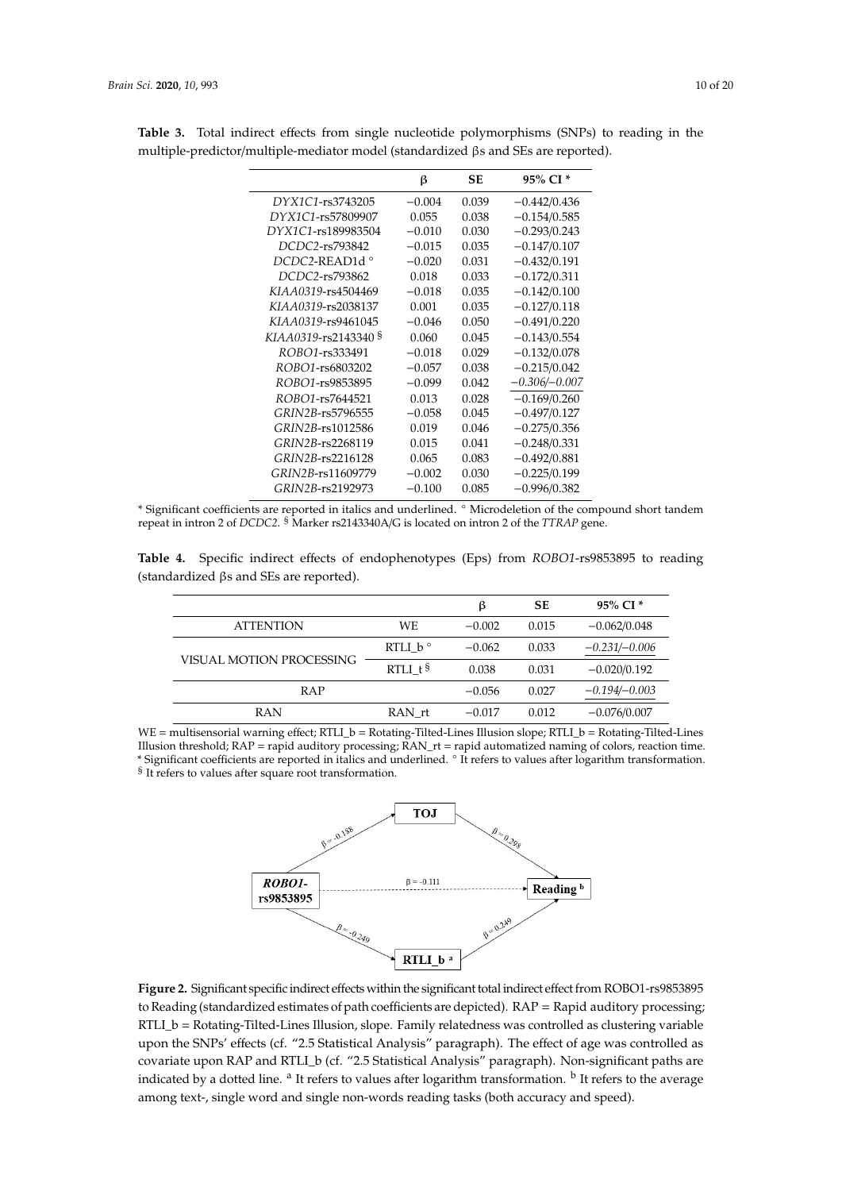**Table 3.** Total indirect effects from single nucleotide polymorphisms (SNPs) to reading in the multiple-predictor/multiple-mediator model (standardized βs and SEs are reported).

| | β | SE | 95% CI * |
|---|---|---|---|
| *DYX1C1*-rs3743205 | −0.004 | 0.039 | −0.442/0.436 |
| *DYX1C1*-rs57809907 | 0.055 | 0.038 | −0.154/0.585 |
| *DYX1C1*-rs189983504 | −0.010 | 0.030 | −0.293/0.243 |
| *DCDC2*-rs793842 | −0.015 | 0.035 | −0.147/0.107 |
| *DCDC2*-READ1d ° | −0.020 | 0.031 | −0.432/0.191 |
| *DCDC2*-rs793862 | 0.018 | 0.033 | −0.172/0.311 |
| *KIAA0319*-rs4504469 | −0.018 | 0.035 | −0.142/0.100 |
| *KIAA0319*-rs2038137 | 0.001 | 0.035 | −0.127/0.118 |
| *KIAA0319*-rs9461045 | −0.046 | 0.050 | −0.491/0.220 |
| *KIAA0319*-rs2143340 § | 0.060 | 0.045 | −0.143/0.554 |
| *ROBO1*-rs333491 | −0.018 | 0.029 | −0.132/0.078 |
| *ROBO1*-rs6803202 | −0.057 | 0.038 | −0.215/0.042 |
| *ROBO1*-rs9853895 | −0.099 | 0.042 | <u>*−0.306/−0.007*</u> |
| *ROBO1*-rs7644521 | 0.013 | 0.028 | −0.169/0.260 |
| *GRIN2B*-rs5796555 | −0.058 | 0.045 | −0.497/0.127 |
| *GRIN2B*-rs1012586 | 0.019 | 0.046 | −0.275/0.356 |
| *GRIN2B*-rs2268119 | 0.015 | 0.041 | −0.248/0.331 |
| *GRIN2B*-rs2216128 | 0.065 | 0.083 | −0.492/0.881 |
| *GRIN2B*-rs11609779 | −0.002 | 0.030 | −0.225/0.199 |
| *GRIN2B*-rs2192973 | −0.100 | 0.085 | −0.996/0.382 |

\* Significant coefficients are reported in italics and underlined. ° Microdeletion of the compound short tandem repeat in intron 2 of *DCDC2*. § Marker rs2143340A/G is located on intron 2 of the *TTRAP* gene.

**Table 4.** Specific indirect effects of endophenotypes (Eps) from *ROBO1*-rs9853895 to reading (standardized βs and SEs are reported).

| | | β | SE | 95% CI * |
|---|---|---|---|---|
| ATTENTION | WE | −0.002 | 0.015 | −0.062/0.048 |
| VISUAL MOTION PROCESSING | RTLI_b ° | −0.062 | 0.033 | <u>*−0.231/−0.006*</u> |
| | RTLI_t § | 0.038 | 0.031 | −0.020/0.192 |
| RAP | | −0.056 | 0.027 | <u>*−0.194/−0.003*</u> |
| RAN | RAN_rt | −0.017 | 0.012 | −0.076/0.007 |

WE = multisensorial warning effect; RTLI_b = Rotating-Tilted-Lines Illusion slope; RTLI_b = Rotating-Tilted-Lines Illusion threshold; RAP = rapid auditory processing; RAN_rt = rapid automatized naming of colors, reaction time. * Significant coefficients are reported in italics and underlined. ° It refers to values after logarithm transformation. § It refers to values after square root transformation.

**Figure 2.** Significant specific indirect effects within the significant total indirect effect from ROBO1-rs9853895 to Reading (standardized estimates of path coefficients are depicted). RAP = Rapid auditory processing; RTLI_b = Rotating-Tilted-Lines Illusion, slope. Family relatedness was controlled as clustering variable upon the SNPs' effects (cf. "2.5 Statistical Analysis" paragraph). The effect of age was controlled as covariate upon RAP and RTLI_b (cf. "2.5 Statistical Analysis" paragraph). Non-significant paths are indicated by a dotted line. [a] It refers to values after logarithm transformation. [b] It refers to the average among text-, single word and single non-words reading tasks (both accuracy and speed).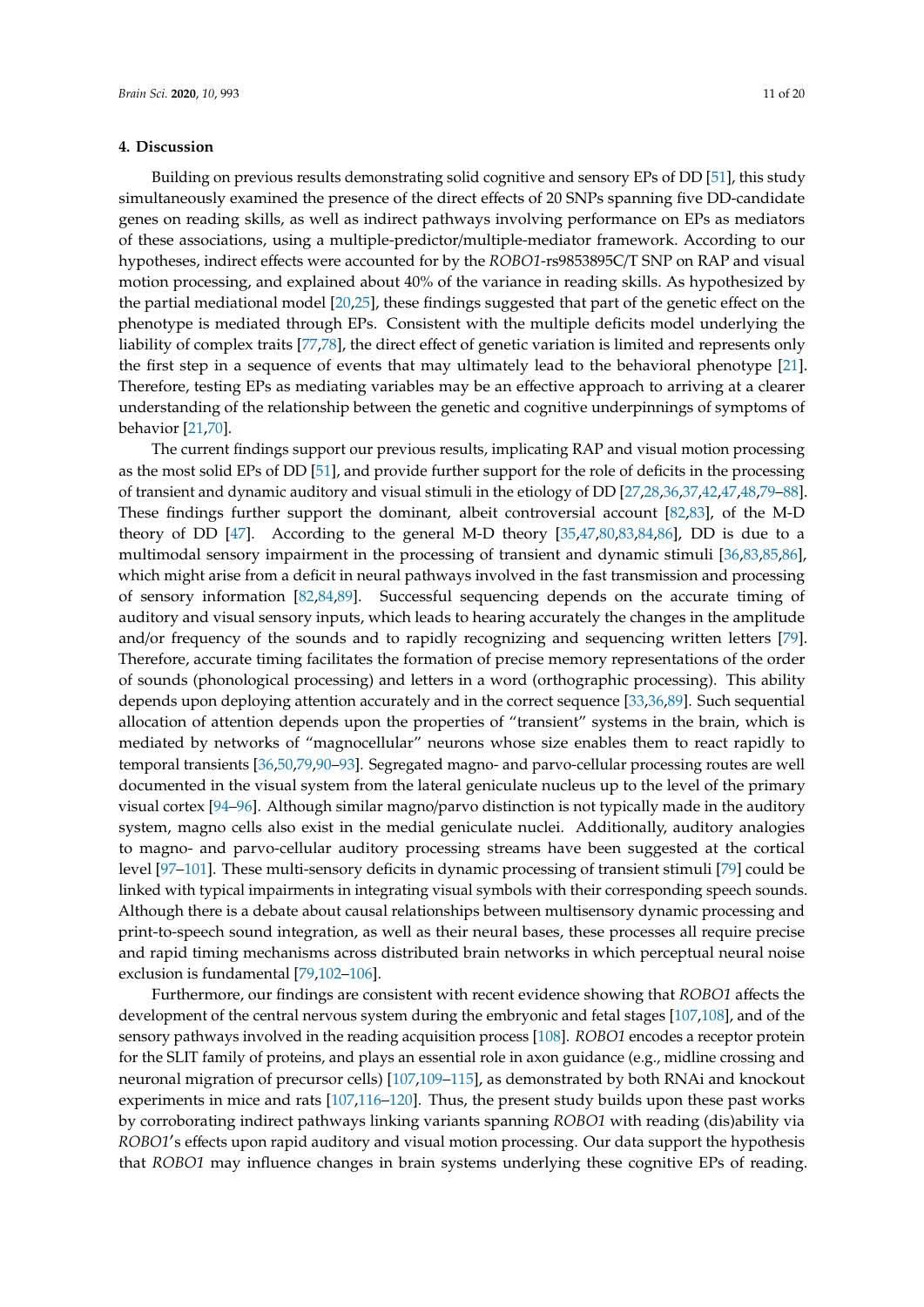## 4. Discussion

Building on previous results demonstrating solid cognitive and sensory EPs of DD [51], this study simultaneously examined the presence of the direct effects of 20 SNPs spanning five DD-candidate genes on reading skills, as well as indirect pathways involving performance on EPs as mediators of these associations, using a multiple-predictor/multiple-mediator framework. According to our hypotheses, indirect effects were accounted for by the *ROBO1*-rs9853895C/T SNP on RAP and visual motion processing, and explained about 40% of the variance in reading skills. As hypothesized by the partial mediational model [20,25], these findings suggested that part of the genetic effect on the phenotype is mediated through EPs. Consistent with the multiple deficits model underlying the liability of complex traits [77,78], the direct effect of genetic variation is limited and represents only the first step in a sequence of events that may ultimately lead to the behavioral phenotype [21]. Therefore, testing EPs as mediating variables may be an effective approach to arriving at a clearer understanding of the relationship between the genetic and cognitive underpinnings of symptoms of behavior [21,70].

The current findings support our previous results, implicating RAP and visual motion processing as the most solid EPs of DD [51], and provide further support for the role of deficits in the processing of transient and dynamic auditory and visual stimuli in the etiology of DD [27,28,36,37,42,47,48,79–88]. These findings further support the dominant, albeit controversial account [82,83], of the M-D theory of DD [47]. According to the general M-D theory [35,47,80,83,84,86], DD is due to a multimodal sensory impairment in the processing of transient and dynamic stimuli [36,83,85,86], which might arise from a deficit in neural pathways involved in the fast transmission and processing of sensory information [82,84,89]. Successful sequencing depends on the accurate timing of auditory and visual sensory inputs, which leads to hearing accurately the changes in the amplitude and/or frequency of the sounds and to rapidly recognizing and sequencing written letters [79]. Therefore, accurate timing facilitates the formation of precise memory representations of the order of sounds (phonological processing) and letters in a word (orthographic processing). This ability depends upon deploying attention accurately and in the correct sequence [33,36,89]. Such sequential allocation of attention depends upon the properties of "transient" systems in the brain, which is mediated by networks of "magnocellular" neurons whose size enables them to react rapidly to temporal transients [36,50,79,90–93]. Segregated magno- and parvo-cellular processing routes are well documented in the visual system from the lateral geniculate nucleus up to the level of the primary visual cortex [94–96]. Although similar magno/parvo distinction is not typically made in the auditory system, magno cells also exist in the medial geniculate nuclei. Additionally, auditory analogies to magno- and parvo-cellular auditory processing streams have been suggested at the cortical level [97–101]. These multi-sensory deficits in dynamic processing of transient stimuli [79] could be linked with typical impairments in integrating visual symbols with their corresponding speech sounds. Although there is a debate about causal relationships between multisensory dynamic processing and print-to-speech sound integration, as well as their neural bases, these processes all require precise and rapid timing mechanisms across distributed brain networks in which perceptual neural noise exclusion is fundamental [79,102–106].

Furthermore, our findings are consistent with recent evidence showing that *ROBO1* affects the development of the central nervous system during the embryonic and fetal stages [107,108], and of the sensory pathways involved in the reading acquisition process [108]. *ROBO1* encodes a receptor protein for the SLIT family of proteins, and plays an essential role in axon guidance (e.g., midline crossing and neuronal migration of precursor cells) [107,109–115], as demonstrated by both RNAi and knockout experiments in mice and rats [107,116–120]. Thus, the present study builds upon these past works by corroborating indirect pathways linking variants spanning *ROBO1* with reading (dis)ability via *ROBO1*'s effects upon rapid auditory and visual motion processing. Our data support the hypothesis that *ROBO1* may influence changes in brain systems underlying these cognitive EPs of reading.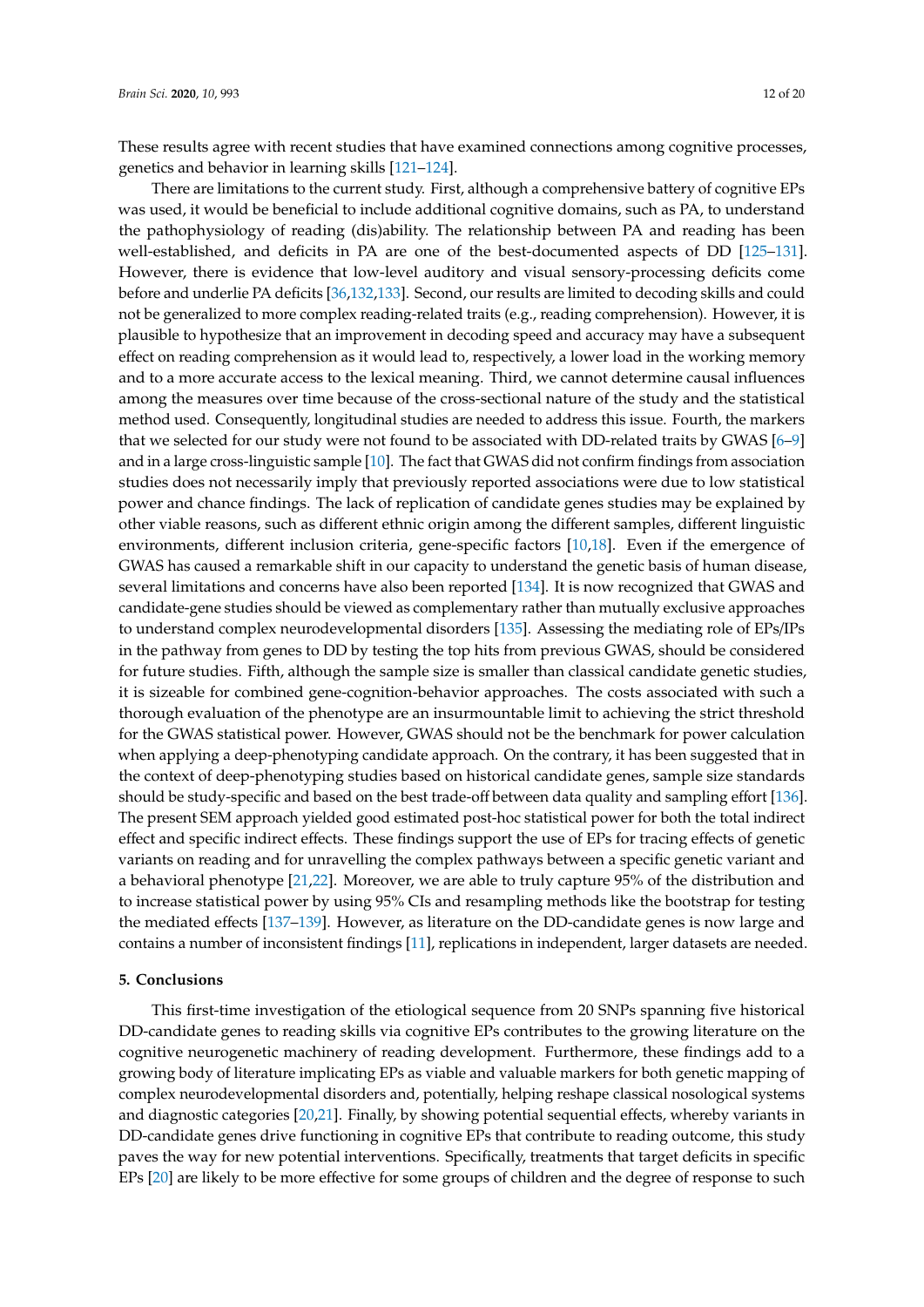These results agree with recent studies that have examined connections among cognitive processes, genetics and behavior in learning skills [121–124].

There are limitations to the current study. First, although a comprehensive battery of cognitive EPs was used, it would be beneficial to include additional cognitive domains, such as PA, to understand the pathophysiology of reading (dis)ability. The relationship between PA and reading has been well-established, and deficits in PA are one of the best-documented aspects of DD [125–131]. However, there is evidence that low-level auditory and visual sensory-processing deficits come before and underlie PA deficits [36,132,133]. Second, our results are limited to decoding skills and could not be generalized to more complex reading-related traits (e.g., reading comprehension). However, it is plausible to hypothesize that an improvement in decoding speed and accuracy may have a subsequent effect on reading comprehension as it would lead to, respectively, a lower load in the working memory and to a more accurate access to the lexical meaning. Third, we cannot determine causal influences among the measures over time because of the cross-sectional nature of the study and the statistical method used. Consequently, longitudinal studies are needed to address this issue. Fourth, the markers that we selected for our study were not found to be associated with DD-related traits by GWAS [6–9] and in a large cross-linguistic sample [10]. The fact that GWAS did not confirm findings from association studies does not necessarily imply that previously reported associations were due to low statistical power and chance findings. The lack of replication of candidate genes studies may be explained by other viable reasons, such as different ethnic origin among the different samples, different linguistic environments, different inclusion criteria, gene-specific factors [10,18]. Even if the emergence of GWAS has caused a remarkable shift in our capacity to understand the genetic basis of human disease, several limitations and concerns have also been reported [134]. It is now recognized that GWAS and candidate-gene studies should be viewed as complementary rather than mutually exclusive approaches to understand complex neurodevelopmental disorders [135]. Assessing the mediating role of EPs/IPs in the pathway from genes to DD by testing the top hits from previous GWAS, should be considered for future studies. Fifth, although the sample size is smaller than classical candidate genetic studies, it is sizeable for combined gene-cognition-behavior approaches. The costs associated with such a thorough evaluation of the phenotype are an insurmountable limit to achieving the strict threshold for the GWAS statistical power. However, GWAS should not be the benchmark for power calculation when applying a deep-phenotyping candidate approach. On the contrary, it has been suggested that in the context of deep-phenotyping studies based on historical candidate genes, sample size standards should be study-specific and based on the best trade-off between data quality and sampling effort [136]. The present SEM approach yielded good estimated post-hoc statistical power for both the total indirect effect and specific indirect effects. These findings support the use of EPs for tracing effects of genetic variants on reading and for unravelling the complex pathways between a specific genetic variant and a behavioral phenotype [21,22]. Moreover, we are able to truly capture 95% of the distribution and to increase statistical power by using 95% CIs and resampling methods like the bootstrap for testing the mediated effects [137–139]. However, as literature on the DD-candidate genes is now large and contains a number of inconsistent findings [11], replications in independent, larger datasets are needed.

## 5. Conclusions

This first-time investigation of the etiological sequence from 20 SNPs spanning five historical DD-candidate genes to reading skills via cognitive EPs contributes to the growing literature on the cognitive neurogenetic machinery of reading development. Furthermore, these findings add to a growing body of literature implicating EPs as viable and valuable markers for both genetic mapping of complex neurodevelopmental disorders and, potentially, helping reshape classical nosological systems and diagnostic categories [20,21]. Finally, by showing potential sequential effects, whereby variants in DD-candidate genes drive functioning in cognitive EPs that contribute to reading outcome, this study paves the way for new potential interventions. Specifically, treatments that target deficits in specific EPs [20] are likely to be more effective for some groups of children and the degree of response to such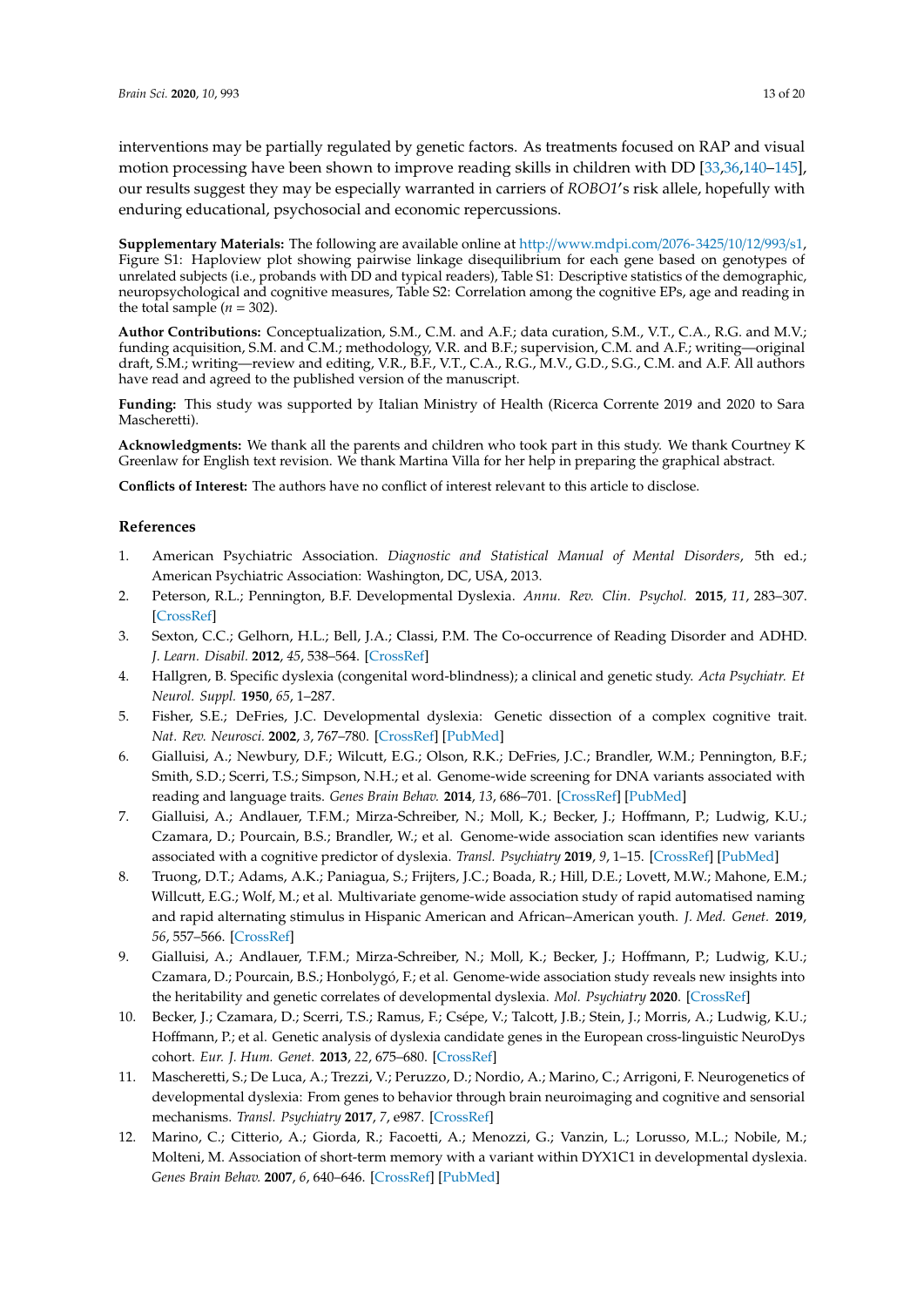interventions may be partially regulated by genetic factors. As treatments focused on RAP and visual motion processing have been shown to improve reading skills in children with DD [33,36,140–145], our results suggest they may be especially warranted in carriers of *ROBO1*'s risk allele, hopefully with enduring educational, psychosocial and economic repercussions.

**Supplementary Materials:** The following are available online at http://www.mdpi.com/2076-3425/10/12/993/s1, Figure S1: Haploview plot showing pairwise linkage disequilibrium for each gene based on genotypes of unrelated subjects (i.e., probands with DD and typical readers), Table S1: Descriptive statistics of the demographic, neuropsychological and cognitive measures, Table S2: Correlation among the cognitive EPs, age and reading in the total sample (*n* = 302).

**Author Contributions:** Conceptualization, S.M., C.M. and A.F.; data curation, S.M., V.T., C.A., R.G. and M.V.; funding acquisition, S.M. and C.M.; methodology, V.R. and B.F.; supervision, C.M. and A.F.; writing—original draft, S.M.; writing—review and editing, V.R., B.F., V.T., C.A., R.G., M.V., G.D., S.G., C.M. and A.F. All authors have read and agreed to the published version of the manuscript.

**Funding:** This study was supported by Italian Ministry of Health (Ricerca Corrente 2019 and 2020 to Sara Mascheretti).

**Acknowledgments:** We thank all the parents and children who took part in this study. We thank Courtney K Greenlaw for English text revision. We thank Martina Villa for her help in preparing the graphical abstract.

**Conflicts of Interest:** The authors have no conflict of interest relevant to this article to disclose.

## References

1. American Psychiatric Association. *Diagnostic and Statistical Manual of Mental Disorders*, 5th ed.; American Psychiatric Association: Washington, DC, USA, 2013.
2. Peterson, R.L.; Pennington, B.F. Developmental Dyslexia. *Annu. Rev. Clin. Psychol.* **2015**, *11*, 283–307. [CrossRef]
3. Sexton, C.C.; Gelhorn, H.L.; Bell, J.A.; Classi, P.M. The Co-occurrence of Reading Disorder and ADHD. *J. Learn. Disabil.* **2012**, *45*, 538–564. [CrossRef]
4. Hallgren, B. Specific dyslexia (congenital word-blindness); a clinical and genetic study. *Acta Psychiatr. Et Neurol. Suppl.* **1950**, *65*, 1–287.
5. Fisher, S.E.; DeFries, J.C. Developmental dyslexia: Genetic dissection of a complex cognitive trait. *Nat. Rev. Neurosci.* **2002**, *3*, 767–780. [CrossRef] [PubMed]
6. Gialluisi, A.; Newbury, D.F.; Wilcutt, E.G.; Olson, R.K.; DeFries, J.C.; Brandler, W.M.; Pennington, B.F.; Smith, S.D.; Scerri, T.S.; Simpson, N.H.; et al. Genome-wide screening for DNA variants associated with reading and language traits. *Genes Brain Behav.* **2014**, *13*, 686–701. [CrossRef] [PubMed]
7. Gialluisi, A.; Andlauer, T.F.M.; Mirza-Schreiber, N.; Moll, K.; Becker, J.; Hoffmann, P.; Ludwig, K.U.; Czamara, D.; Pourcain, B.S.; Brandler, W.; et al. Genome-wide association scan identifies new variants associated with a cognitive predictor of dyslexia. *Transl. Psychiatry* **2019**, *9*, 1–15. [CrossRef] [PubMed]
8. Truong, D.T.; Adams, A.K.; Paniagua, S.; Frijters, J.C.; Boada, R.; Hill, D.E.; Lovett, M.W.; Mahone, E.M.; Willcutt, E.G.; Wolf, M.; et al. Multivariate genome-wide association study of rapid automatised naming and rapid alternating stimulus in Hispanic American and African–American youth. *J. Med. Genet.* **2019**, *56*, 557–566. [CrossRef]
9. Gialluisi, A.; Andlauer, T.F.M.; Mirza-Schreiber, N.; Moll, K.; Becker, J.; Hoffmann, P.; Ludwig, K.U.; Czamara, D.; Pourcain, B.S.; Honbolygó, F.; et al. Genome-wide association study reveals new insights into the heritability and genetic correlates of developmental dyslexia. *Mol. Psychiatry* **2020**. [CrossRef]
10. Becker, J.; Czamara, D.; Scerri, T.S.; Ramus, F.; Csépe, V.; Talcott, J.B.; Stein, J.; Morris, A.; Ludwig, K.U.; Hoffmann, P.; et al. Genetic analysis of dyslexia candidate genes in the European cross-linguistic NeuroDys cohort. *Eur. J. Hum. Genet.* **2013**, *22*, 675–680. [CrossRef]
11. Mascheretti, S.; De Luca, A.; Trezzi, V.; Peruzzo, D.; Nordio, A.; Marino, C.; Arrigoni, F. Neurogenetics of developmental dyslexia: From genes to behavior through brain neuroimaging and cognitive and sensorial mechanisms. *Transl. Psychiatry* **2017**, *7*, e987. [CrossRef]
12. Marino, C.; Citterio, A.; Giorda, R.; Facoetti, A.; Menozzi, G.; Vanzin, L.; Lorusso, M.L.; Nobile, M.; Molteni, M. Association of short-term memory with a variant within DYX1C1 in developmental dyslexia. *Genes Brain Behav.* **2007**, *6*, 640–646. [CrossRef] [PubMed]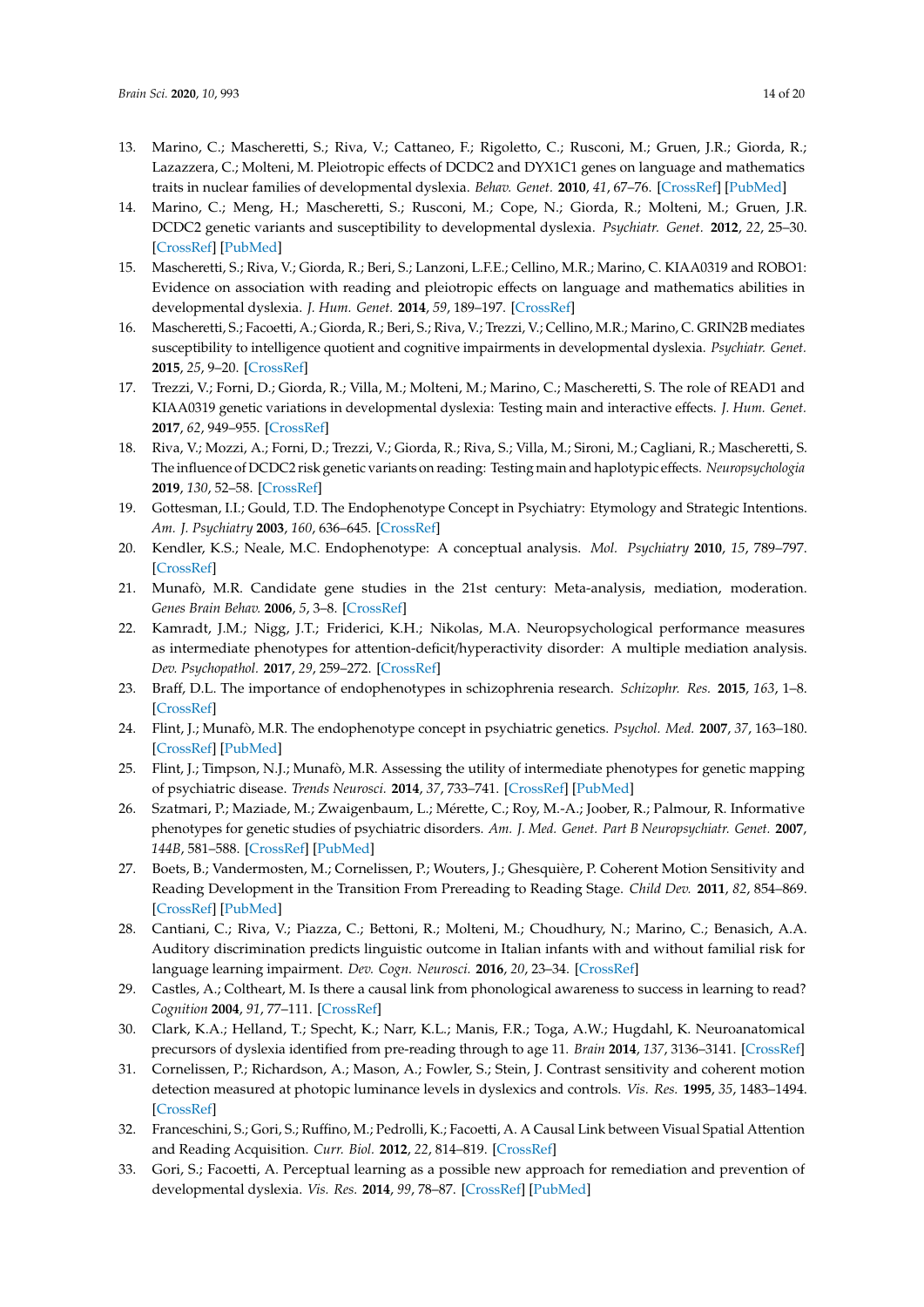13. Marino, C.; Mascheretti, S.; Riva, V.; Cattaneo, F.; Rigoletto, C.; Rusconi, M.; Gruen, J.R.; Giorda, R.; Lazazzera, C.; Molteni, M. Pleiotropic effects of DCDC2 and DYX1C1 genes on language and mathematics traits in nuclear families of developmental dyslexia. *Behav. Genet.* **2010**, *41*, 67–76. [CrossRef] [PubMed]
14. Marino, C.; Meng, H.; Mascheretti, S.; Rusconi, M.; Cope, N.; Giorda, R.; Molteni, M.; Gruen, J.R. DCDC2 genetic variants and susceptibility to developmental dyslexia. *Psychiatr. Genet.* **2012**, *22*, 25–30. [CrossRef] [PubMed]
15. Mascheretti, S.; Riva, V.; Giorda, R.; Beri, S.; Lanzoni, L.F.E.; Cellino, M.R.; Marino, C. KIAA0319 and ROBO1: Evidence on association with reading and pleiotropic effects on language and mathematics abilities in developmental dyslexia. *J. Hum. Genet.* **2014**, *59*, 189–197. [CrossRef]
16. Mascheretti, S.; Facoetti, A.; Giorda, R.; Beri, S.; Riva, V.; Trezzi, V.; Cellino, M.R.; Marino, C. GRIN2B mediates susceptibility to intelligence quotient and cognitive impairments in developmental dyslexia. *Psychiatr. Genet.* **2015**, *25*, 9–20. [CrossRef]
17. Trezzi, V.; Forni, D.; Giorda, R.; Villa, M.; Molteni, M.; Marino, C.; Mascheretti, S. The role of READ1 and KIAA0319 genetic variations in developmental dyslexia: Testing main and interactive effects. *J. Hum. Genet.* **2017**, *62*, 949–955. [CrossRef]
18. Riva, V.; Mozzi, A.; Forni, D.; Trezzi, V.; Giorda, R.; Riva, S.; Villa, M.; Sironi, M.; Cagliani, R.; Mascheretti, S. The influence of DCDC2 risk genetic variants on reading: Testing main and haplotypic effects. *Neuropsychologia* **2019**, *130*, 52–58. [CrossRef]
19. Gottesman, I.I.; Gould, T.D. The Endophenotype Concept in Psychiatry: Etymology and Strategic Intentions. *Am. J. Psychiatry* **2003**, *160*, 636–645. [CrossRef]
20. Kendler, K.S.; Neale, M.C. Endophenotype: A conceptual analysis. *Mol. Psychiatry* **2010**, *15*, 789–797. [CrossRef]
21. Munafò, M.R. Candidate gene studies in the 21st century: Meta-analysis, mediation, moderation. *Genes Brain Behav.* **2006**, *5*, 3–8. [CrossRef]
22. Kamradt, J.M.; Nigg, J.T.; Friderici, K.H.; Nikolas, M.A. Neuropsychological performance measures as intermediate phenotypes for attention-deficit/hyperactivity disorder: A multiple mediation analysis. *Dev. Psychopathol.* **2017**, *29*, 259–272. [CrossRef]
23. Braff, D.L. The importance of endophenotypes in schizophrenia research. *Schizophr. Res.* **2015**, *163*, 1–8. [CrossRef]
24. Flint, J.; Munafò, M.R. The endophenotype concept in psychiatric genetics. *Psychol. Med.* **2007**, *37*, 163–180. [CrossRef] [PubMed]
25. Flint, J.; Timpson, N.J.; Munafò, M.R. Assessing the utility of intermediate phenotypes for genetic mapping of psychiatric disease. *Trends Neurosci.* **2014**, *37*, 733–741. [CrossRef] [PubMed]
26. Szatmari, P.; Maziade, M.; Zwaigenbaum, L.; Mérette, C.; Roy, M.-A.; Joober, R.; Palmour, R. Informative phenotypes for genetic studies of psychiatric disorders. *Am. J. Med. Genet. Part B Neuropsychiatr. Genet.* **2007**, *144B*, 581–588. [CrossRef] [PubMed]
27. Boets, B.; Vandermosten, M.; Cornelissen, P.; Wouters, J.; Ghesquière, P. Coherent Motion Sensitivity and Reading Development in the Transition From Prereading to Reading Stage. *Child Dev.* **2011**, *82*, 854–869. [CrossRef] [PubMed]
28. Cantiani, C.; Riva, V.; Piazza, C.; Bettoni, R.; Molteni, M.; Choudhury, N.; Marino, C.; Benasich, A.A. Auditory discrimination predicts linguistic outcome in Italian infants with and without familial risk for language learning impairment. *Dev. Cogn. Neurosci.* **2016**, *20*, 23–34. [CrossRef]
29. Castles, A.; Coltheart, M. Is there a causal link from phonological awareness to success in learning to read? *Cognition* **2004**, *91*, 77–111. [CrossRef]
30. Clark, K.A.; Helland, T.; Specht, K.; Narr, K.L.; Manis, F.R.; Toga, A.W.; Hugdahl, K. Neuroanatomical precursors of dyslexia identified from pre-reading through to age 11. *Brain* **2014**, *137*, 3136–3141. [CrossRef]
31. Cornelissen, P.; Richardson, A.; Mason, A.; Fowler, S.; Stein, J. Contrast sensitivity and coherent motion detection measured at photopic luminance levels in dyslexics and controls. *Vis. Res.* **1995**, *35*, 1483–1494. [CrossRef]
32. Franceschini, S.; Gori, S.; Ruffino, M.; Pedrolli, K.; Facoetti, A. A Causal Link between Visual Spatial Attention and Reading Acquisition. *Curr. Biol.* **2012**, *22*, 814–819. [CrossRef]
33. Gori, S.; Facoetti, A. Perceptual learning as a possible new approach for remediation and prevention of developmental dyslexia. *Vis. Res.* **2014**, *99*, 78–87. [CrossRef] [PubMed]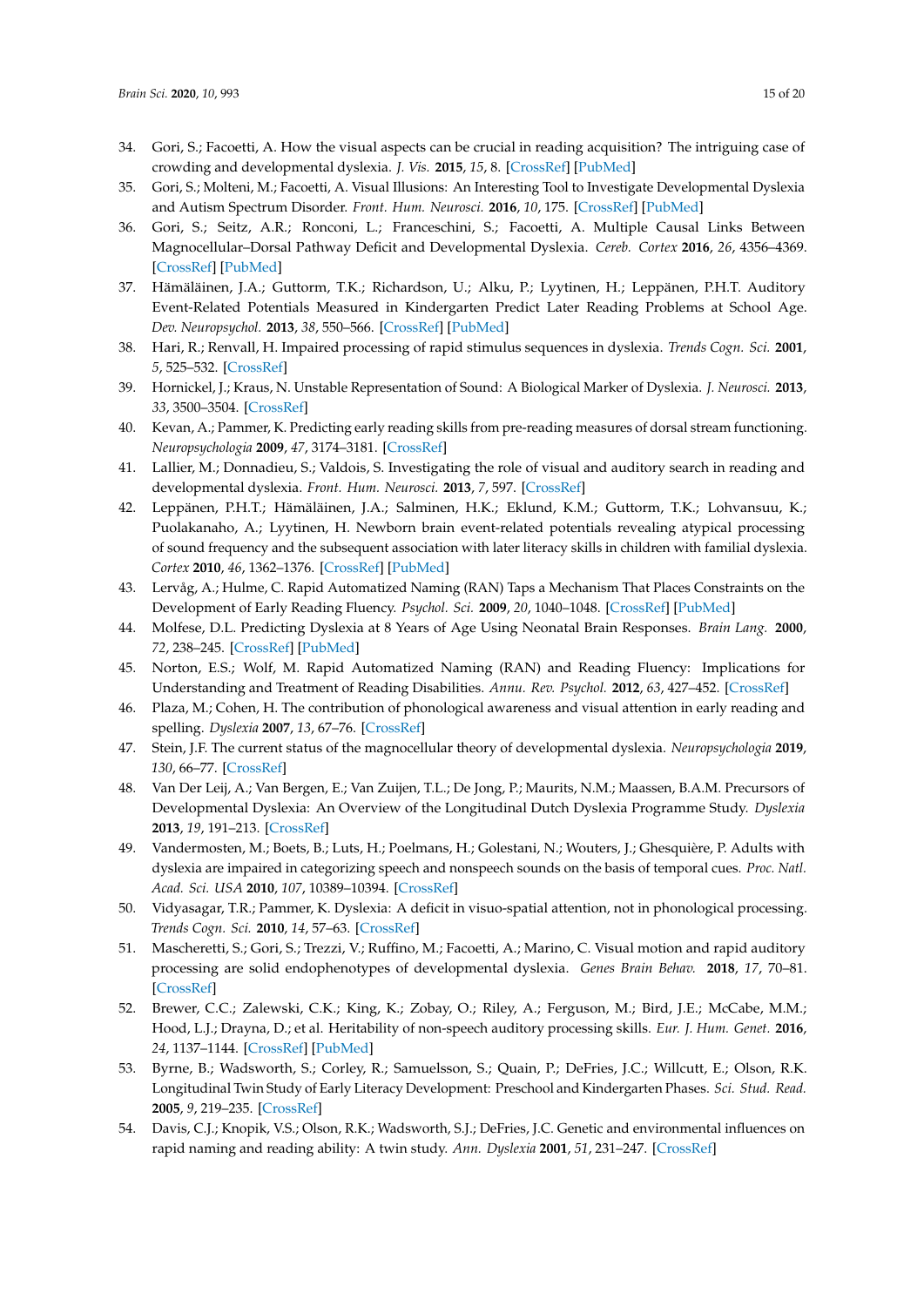34. Gori, S.; Facoetti, A. How the visual aspects can be crucial in reading acquisition? The intriguing case of crowding and developmental dyslexia. *J. Vis.* **2015**, *15*, 8. [CrossRef] [PubMed]
35. Gori, S.; Molteni, M.; Facoetti, A. Visual Illusions: An Interesting Tool to Investigate Developmental Dyslexia and Autism Spectrum Disorder. *Front. Hum. Neurosci.* **2016**, *10*, 175. [CrossRef] [PubMed]
36. Gori, S.; Seitz, A.R.; Ronconi, L.; Franceschini, S.; Facoetti, A. Multiple Causal Links Between Magnocellular–Dorsal Pathway Deficit and Developmental Dyslexia. *Cereb. Cortex* **2016**, *26*, 4356–4369. [CrossRef] [PubMed]
37. Hämäläinen, J.A.; Guttorm, T.K.; Richardson, U.; Alku, P.; Lyytinen, H.; Leppänen, P.H.T. Auditory Event-Related Potentials Measured in Kindergarten Predict Later Reading Problems at School Age. *Dev. Neuropsychol.* **2013**, *38*, 550–566. [CrossRef] [PubMed]
38. Hari, R.; Renvall, H. Impaired processing of rapid stimulus sequences in dyslexia. *Trends Cogn. Sci.* **2001**, *5*, 525–532. [CrossRef]
39. Hornickel, J.; Kraus, N. Unstable Representation of Sound: A Biological Marker of Dyslexia. *J. Neurosci.* **2013**, *33*, 3500–3504. [CrossRef]
40. Kevan, A.; Pammer, K. Predicting early reading skills from pre-reading measures of dorsal stream functioning. *Neuropsychologia* **2009**, *47*, 3174–3181. [CrossRef]
41. Lallier, M.; Donnadieu, S.; Valdois, S. Investigating the role of visual and auditory search in reading and developmental dyslexia. *Front. Hum. Neurosci.* **2013**, *7*, 597. [CrossRef]
42. Leppänen, P.H.T.; Hämäläinen, J.A.; Salminen, H.K.; Eklund, K.M.; Guttorm, T.K.; Lohvansuu, K.; Puolakanaho, A.; Lyytinen, H. Newborn brain event-related potentials revealing atypical processing of sound frequency and the subsequent association with later literacy skills in children with familial dyslexia. *Cortex* **2010**, *46*, 1362–1376. [CrossRef] [PubMed]
43. Lervåg, A.; Hulme, C. Rapid Automatized Naming (RAN) Taps a Mechanism That Places Constraints on the Development of Early Reading Fluency. *Psychol. Sci.* **2009**, *20*, 1040–1048. [CrossRef] [PubMed]
44. Molfese, D.L. Predicting Dyslexia at 8 Years of Age Using Neonatal Brain Responses. *Brain Lang.* **2000**, *72*, 238–245. [CrossRef] [PubMed]
45. Norton, E.S.; Wolf, M. Rapid Automatized Naming (RAN) and Reading Fluency: Implications for Understanding and Treatment of Reading Disabilities. *Annu. Rev. Psychol.* **2012**, *63*, 427–452. [CrossRef]
46. Plaza, M.; Cohen, H. The contribution of phonological awareness and visual attention in early reading and spelling. *Dyslexia* **2007**, *13*, 67–76. [CrossRef]
47. Stein, J.F. The current status of the magnocellular theory of developmental dyslexia. *Neuropsychologia* **2019**, *130*, 66–77. [CrossRef]
48. Van Der Leij, A.; Van Bergen, E.; Van Zuijen, T.L.; De Jong, P.; Maurits, N.M.; Maassen, B.A.M. Precursors of Developmental Dyslexia: An Overview of the Longitudinal Dutch Dyslexia Programme Study. *Dyslexia* **2013**, *19*, 191–213. [CrossRef]
49. Vandermosten, M.; Boets, B.; Luts, H.; Poelmans, H.; Golestani, N.; Wouters, J.; Ghesquière, P. Adults with dyslexia are impaired in categorizing speech and nonspeech sounds on the basis of temporal cues. *Proc. Natl. Acad. Sci. USA* **2010**, *107*, 10389–10394. [CrossRef]
50. Vidyasagar, T.R.; Pammer, K. Dyslexia: A deficit in visuo-spatial attention, not in phonological processing. *Trends Cogn. Sci.* **2010**, *14*, 57–63. [CrossRef]
51. Mascheretti, S.; Gori, S.; Trezzi, V.; Ruffino, M.; Facoetti, A.; Marino, C. Visual motion and rapid auditory processing are solid endophenotypes of developmental dyslexia. *Genes Brain Behav.* **2018**, *17*, 70–81. [CrossRef]
52. Brewer, C.C.; Zalewski, C.K.; King, K.; Zobay, O.; Riley, A.; Ferguson, M.; Bird, J.E.; McCabe, M.M.; Hood, L.J.; Drayna, D.; et al. Heritability of non-speech auditory processing skills. *Eur. J. Hum. Genet.* **2016**, *24*, 1137–1144. [CrossRef] [PubMed]
53. Byrne, B.; Wadsworth, S.; Corley, R.; Samuelsson, S.; Quain, P.; DeFries, J.C.; Willcutt, E.; Olson, R.K. Longitudinal Twin Study of Early Literacy Development: Preschool and Kindergarten Phases. *Sci. Stud. Read.* **2005**, *9*, 219–235. [CrossRef]
54. Davis, C.J.; Knopik, V.S.; Olson, R.K.; Wadsworth, S.J.; DeFries, J.C. Genetic and environmental influences on rapid naming and reading ability: A twin study. *Ann. Dyslexia* **2001**, *51*, 231–247. [CrossRef]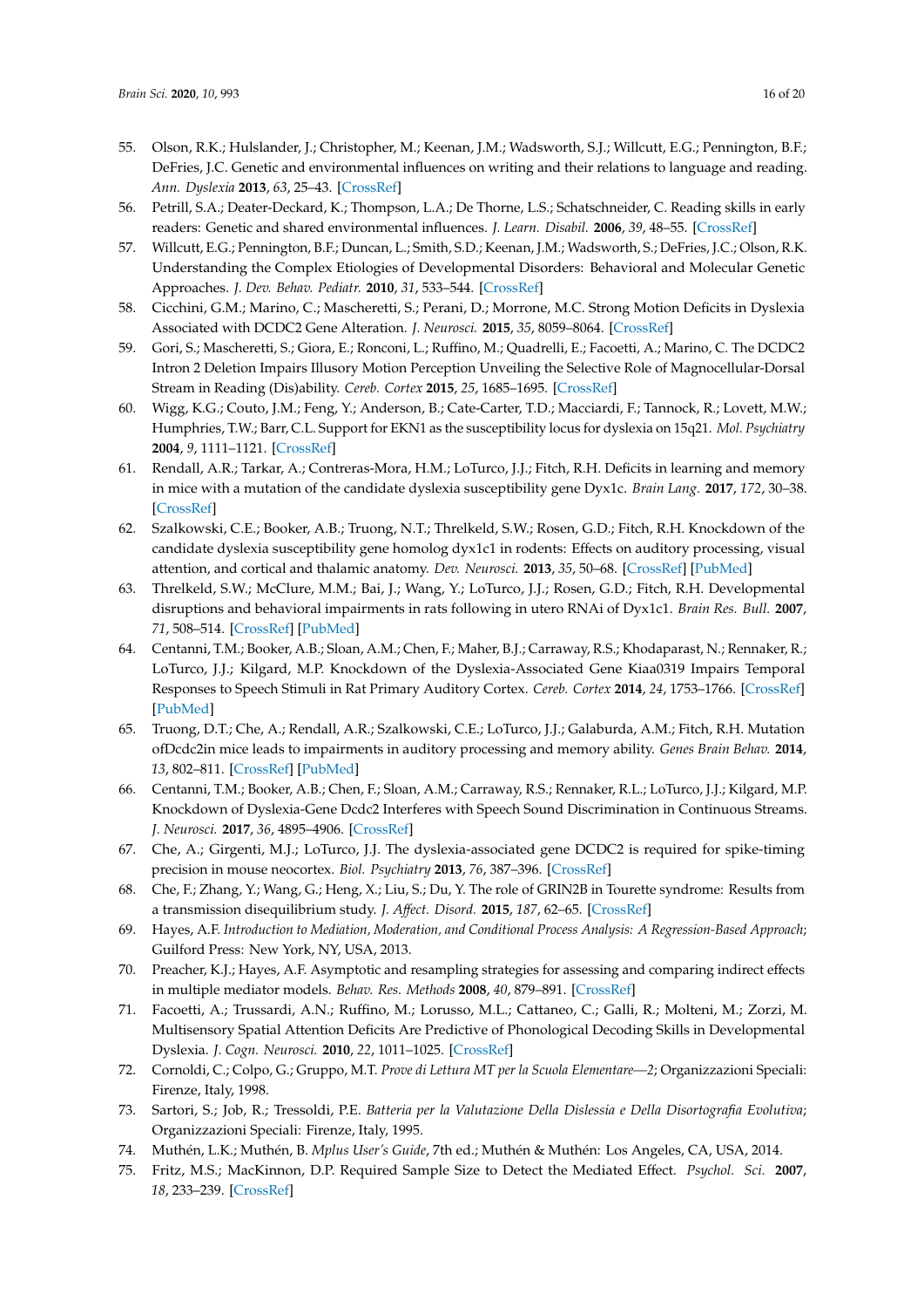55. Olson, R.K.; Hulslander, J.; Christopher, M.; Keenan, J.M.; Wadsworth, S.J.; Willcutt, E.G.; Pennington, B.F.; DeFries, J.C. Genetic and environmental influences on writing and their relations to language and reading. *Ann. Dyslexia* **2013**, *63*, 25–43. [CrossRef]
56. Petrill, S.A.; Deater-Deckard, K.; Thompson, L.A.; De Thorne, L.S.; Schatschneider, C. Reading skills in early readers: Genetic and shared environmental influences. *J. Learn. Disabil.* **2006**, *39*, 48–55. [CrossRef]
57. Willcutt, E.G.; Pennington, B.F.; Duncan, L.; Smith, S.D.; Keenan, J.M.; Wadsworth, S.; DeFries, J.C.; Olson, R.K. Understanding the Complex Etiologies of Developmental Disorders: Behavioral and Molecular Genetic Approaches. *J. Dev. Behav. Pediatr.* **2010**, *31*, 533–544. [CrossRef]
58. Cicchini, G.M.; Marino, C.; Mascheretti, S.; Perani, D.; Morrone, M.C. Strong Motion Deficits in Dyslexia Associated with DCDC2 Gene Alteration. *J. Neurosci.* **2015**, *35*, 8059–8064. [CrossRef]
59. Gori, S.; Mascheretti, S.; Giora, E.; Ronconi, L.; Ruffino, M.; Quadrelli, E.; Facoetti, A.; Marino, C. The DCDC2 Intron 2 Deletion Impairs Illusory Motion Perception Unveiling the Selective Role of Magnocellular-Dorsal Stream in Reading (Dis)ability. *Cereb. Cortex* **2015**, *25*, 1685–1695. [CrossRef]
60. Wigg, K.G.; Couto, J.M.; Feng, Y.; Anderson, B.; Cate-Carter, T.D.; Macciardi, F.; Tannock, R.; Lovett, M.W.; Humphries, T.W.; Barr, C.L. Support for EKN1 as the susceptibility locus for dyslexia on 15q21. *Mol. Psychiatry* **2004**, *9*, 1111–1121. [CrossRef]
61. Rendall, A.R.; Tarkar, A.; Contreras-Mora, H.M.; LoTurco, J.J.; Fitch, R.H. Deficits in learning and memory in mice with a mutation of the candidate dyslexia susceptibility gene Dyx1c. *Brain Lang.* **2017**, *172*, 30–38. [CrossRef]
62. Szalkowski, C.E.; Booker, A.B.; Truong, N.T.; Threlkeld, S.W.; Rosen, G.D.; Fitch, R.H. Knockdown of the candidate dyslexia susceptibility gene homolog dyx1c1 in rodents: Effects on auditory processing, visual attention, and cortical and thalamic anatomy. *Dev. Neurosci.* **2013**, *35*, 50–68. [CrossRef] [PubMed]
63. Threlkeld, S.W.; McClure, M.M.; Bai, J.; Wang, Y.; LoTurco, J.J.; Rosen, G.D.; Fitch, R.H. Developmental disruptions and behavioral impairments in rats following in utero RNAi of Dyx1c1. *Brain Res. Bull.* **2007**, *71*, 508–514. [CrossRef] [PubMed]
64. Centanni, T.M.; Booker, A.B.; Sloan, A.M.; Chen, F.; Maher, B.J.; Carraway, R.S.; Khodaparast, N.; Rennaker, R.; LoTurco, J.J.; Kilgard, M.P. Knockdown of the Dyslexia-Associated Gene Kiaa0319 Impairs Temporal Responses to Speech Stimuli in Rat Primary Auditory Cortex. *Cereb. Cortex* **2014**, *24*, 1753–1766. [CrossRef] [PubMed]
65. Truong, D.T.; Che, A.; Rendall, A.R.; Szalkowski, C.E.; LoTurco, J.J.; Galaburda, A.M.; Fitch, R.H. Mutation ofDcdc2in mice leads to impairments in auditory processing and memory ability. *Genes Brain Behav.* **2014**, *13*, 802–811. [CrossRef] [PubMed]
66. Centanni, T.M.; Booker, A.B.; Chen, F.; Sloan, A.M.; Carraway, R.S.; Rennaker, R.L.; LoTurco, J.J.; Kilgard, M.P. Knockdown of Dyslexia-Gene Dcdc2 Interferes with Speech Sound Discrimination in Continuous Streams. *J. Neurosci.* **2017**, *36*, 4895–4906. [CrossRef]
67. Che, A.; Girgenti, M.J.; LoTurco, J.J. The dyslexia-associated gene DCDC2 is required for spike-timing precision in mouse neocortex. *Biol. Psychiatry* **2013**, *76*, 387–396. [CrossRef]
68. Che, F.; Zhang, Y.; Wang, G.; Heng, X.; Liu, S.; Du, Y. The role of GRIN2B in Tourette syndrome: Results from a transmission disequilibrium study. *J. Affect. Disord.* **2015**, *187*, 62–65. [CrossRef]
69. Hayes, A.F. *Introduction to Mediation, Moderation, and Conditional Process Analysis: A Regression-Based Approach*; Guilford Press: New York, NY, USA, 2013.
70. Preacher, K.J.; Hayes, A.F. Asymptotic and resampling strategies for assessing and comparing indirect effects in multiple mediator models. *Behav. Res. Methods* **2008**, *40*, 879–891. [CrossRef]
71. Facoetti, A.; Trussardi, A.N.; Ruffino, M.; Lorusso, M.L.; Cattaneo, C.; Galli, R.; Molteni, M.; Zorzi, M. Multisensory Spatial Attention Deficits Are Predictive of Phonological Decoding Skills in Developmental Dyslexia. *J. Cogn. Neurosci.* **2010**, *22*, 1011–1025. [CrossRef]
72. Cornoldi, C.; Colpo, G.; Gruppo, M.T. *Prove di Lettura MT per la Scuola Elementare—2*; Organizzazioni Speciali: Firenze, Italy, 1998.
73. Sartori, S.; Job, R.; Tressoldi, P.E. *Batteria per la Valutazione Della Dislessia e Della Disortografia Evolutiva*; Organizzazioni Speciali: Firenze, Italy, 1995.
74. Muthén, L.K.; Muthén, B. *Mplus User's Guide*, 7th ed.; Muthén & Muthén: Los Angeles, CA, USA, 2014.
75. Fritz, M.S.; MacKinnon, D.P. Required Sample Size to Detect the Mediated Effect. *Psychol. Sci.* **2007**, *18*, 233–239. [CrossRef]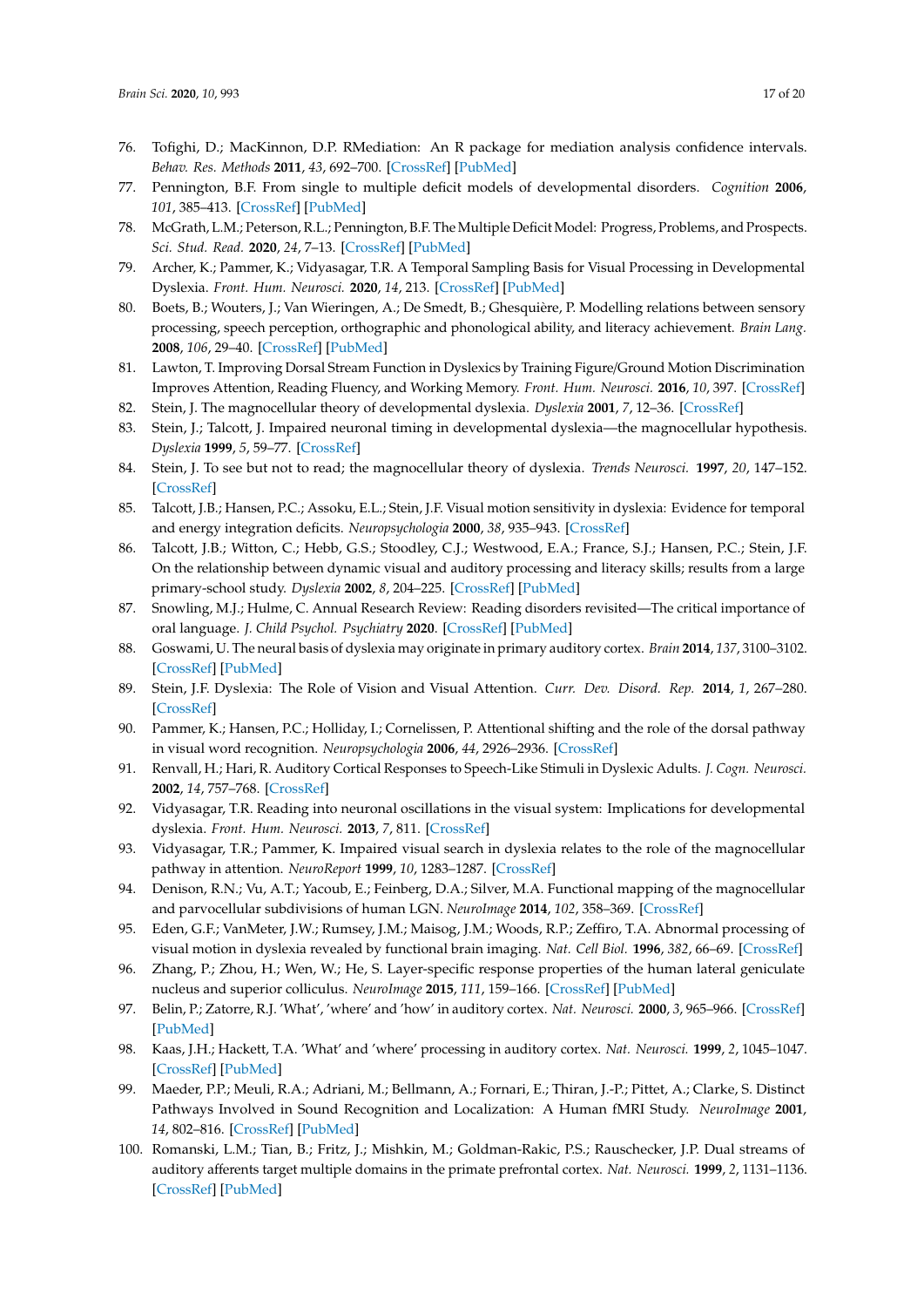76. Tofighi, D.; MacKinnon, D.P. RMediation: An R package for mediation analysis confidence intervals. *Behav. Res. Methods* **2011**, *43*, 692–700. [CrossRef] [PubMed]
77. Pennington, B.F. From single to multiple deficit models of developmental disorders. *Cognition* **2006**, *101*, 385–413. [CrossRef] [PubMed]
78. McGrath, L.M.; Peterson, R.L.; Pennington, B.F. The Multiple Deficit Model: Progress, Problems, and Prospects. *Sci. Stud. Read.* **2020**, *24*, 7–13. [CrossRef] [PubMed]
79. Archer, K.; Pammer, K.; Vidyasagar, T.R. A Temporal Sampling Basis for Visual Processing in Developmental Dyslexia. *Front. Hum. Neurosci.* **2020**, *14*, 213. [CrossRef] [PubMed]
80. Boets, B.; Wouters, J.; Van Wieringen, A.; De Smedt, B.; Ghesquière, P. Modelling relations between sensory processing, speech perception, orthographic and phonological ability, and literacy achievement. *Brain Lang.* **2008**, *106*, 29–40. [CrossRef] [PubMed]
81. Lawton, T. Improving Dorsal Stream Function in Dyslexics by Training Figure/Ground Motion Discrimination Improves Attention, Reading Fluency, and Working Memory. *Front. Hum. Neurosci.* **2016**, *10*, 397. [CrossRef]
82. Stein, J. The magnocellular theory of developmental dyslexia. *Dyslexia* **2001**, *7*, 12–36. [CrossRef]
83. Stein, J.; Talcott, J. Impaired neuronal timing in developmental dyslexia—the magnocellular hypothesis. *Dyslexia* **1999**, *5*, 59–77. [CrossRef]
84. Stein, J. To see but not to read; the magnocellular theory of dyslexia. *Trends Neurosci.* **1997**, *20*, 147–152. [CrossRef]
85. Talcott, J.B.; Hansen, P.C.; Assoku, E.L.; Stein, J.F. Visual motion sensitivity in dyslexia: Evidence for temporal and energy integration deficits. *Neuropsychologia* **2000**, *38*, 935–943. [CrossRef]
86. Talcott, J.B.; Witton, C.; Hebb, G.S.; Stoodley, C.J.; Westwood, E.A.; France, S.J.; Hansen, P.C.; Stein, J.F. On the relationship between dynamic visual and auditory processing and literacy skills; results from a large primary-school study. *Dyslexia* **2002**, *8*, 204–225. [CrossRef] [PubMed]
87. Snowling, M.J.; Hulme, C. Annual Research Review: Reading disorders revisited—The critical importance of oral language. *J. Child Psychol. Psychiatry* **2020**. [CrossRef] [PubMed]
88. Goswami, U. The neural basis of dyslexia may originate in primary auditory cortex. *Brain* **2014**, *137*, 3100–3102. [CrossRef] [PubMed]
89. Stein, J.F. Dyslexia: The Role of Vision and Visual Attention. *Curr. Dev. Disord. Rep.* **2014**, *1*, 267–280. [CrossRef]
90. Pammer, K.; Hansen, P.C.; Holliday, I.; Cornelissen, P. Attentional shifting and the role of the dorsal pathway in visual word recognition. *Neuropsychologia* **2006**, *44*, 2926–2936. [CrossRef]
91. Renvall, H.; Hari, R. Auditory Cortical Responses to Speech-Like Stimuli in Dyslexic Adults. *J. Cogn. Neurosci.* **2002**, *14*, 757–768. [CrossRef]
92. Vidyasagar, T.R. Reading into neuronal oscillations in the visual system: Implications for developmental dyslexia. *Front. Hum. Neurosci.* **2013**, *7*, 811. [CrossRef]
93. Vidyasagar, T.R.; Pammer, K. Impaired visual search in dyslexia relates to the role of the magnocellular pathway in attention. *NeuroReport* **1999**, *10*, 1283–1287. [CrossRef]
94. Denison, R.N.; Vu, A.T.; Yacoub, E.; Feinberg, D.A.; Silver, M.A. Functional mapping of the magnocellular and parvocellular subdivisions of human LGN. *NeuroImage* **2014**, *102*, 358–369. [CrossRef]
95. Eden, G.F.; VanMeter, J.W.; Rumsey, J.M.; Maisog, J.M.; Woods, R.P.; Zeffiro, T.A. Abnormal processing of visual motion in dyslexia revealed by functional brain imaging. *Nat. Cell Biol.* **1996**, *382*, 66–69. [CrossRef]
96. Zhang, P.; Zhou, H.; Wen, W.; He, S. Layer-specific response properties of the human lateral geniculate nucleus and superior colliculus. *NeuroImage* **2015**, *111*, 159–166. [CrossRef] [PubMed]
97. Belin, P.; Zatorre, R.J. 'What', 'where' and 'how' in auditory cortex. *Nat. Neurosci.* **2000**, *3*, 965–966. [CrossRef] [PubMed]
98. Kaas, J.H.; Hackett, T.A. 'What' and 'where' processing in auditory cortex. *Nat. Neurosci.* **1999**, *2*, 1045–1047. [CrossRef] [PubMed]
99. Maeder, P.P.; Meuli, R.A.; Adriani, M.; Bellmann, A.; Fornari, E.; Thiran, J.-P.; Pittet, A.; Clarke, S. Distinct Pathways Involved in Sound Recognition and Localization: A Human fMRI Study. *NeuroImage* **2001**, *14*, 802–816. [CrossRef] [PubMed]
100. Romanski, L.M.; Tian, B.; Fritz, J.; Mishkin, M.; Goldman-Rakic, P.S.; Rauschecker, J.P. Dual streams of auditory afferents target multiple domains in the primate prefrontal cortex. *Nat. Neurosci.* **1999**, *2*, 1131–1136. [CrossRef] [PubMed]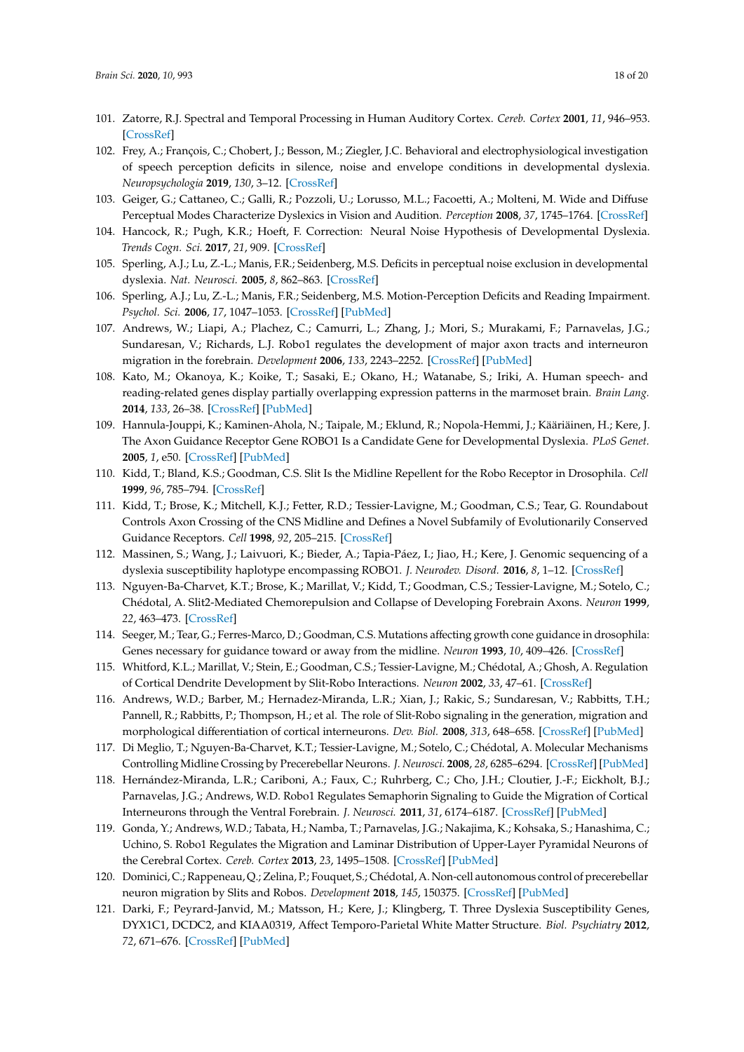101. Zatorre, R.J. Spectral and Temporal Processing in Human Auditory Cortex. *Cereb. Cortex* **2001**, *11*, 946–953. [CrossRef]
102. Frey, A.; François, C.; Chobert, J.; Besson, M.; Ziegler, J.C. Behavioral and electrophysiological investigation of speech perception deficits in silence, noise and envelope conditions in developmental dyslexia. *Neuropsychologia* **2019**, *130*, 3–12. [CrossRef]
103. Geiger, G.; Cattaneo, C.; Galli, R.; Pozzoli, U.; Lorusso, M.L.; Facoetti, A.; Molteni, M. Wide and Diffuse Perceptual Modes Characterize Dyslexics in Vision and Audition. *Perception* **2008**, *37*, 1745–1764. [CrossRef]
104. Hancock, R.; Pugh, K.R.; Hoeft, F. Correction: Neural Noise Hypothesis of Developmental Dyslexia. *Trends Cogn. Sci.* **2017**, *21*, 909. [CrossRef]
105. Sperling, A.J.; Lu, Z.-L.; Manis, F.R.; Seidenberg, M.S. Deficits in perceptual noise exclusion in developmental dyslexia. *Nat. Neurosci.* **2005**, *8*, 862–863. [CrossRef]
106. Sperling, A.J.; Lu, Z.-L.; Manis, F.R.; Seidenberg, M.S. Motion-Perception Deficits and Reading Impairment. *Psychol. Sci.* **2006**, *17*, 1047–1053. [CrossRef] [PubMed]
107. Andrews, W.; Liapi, A.; Plachez, C.; Camurri, L.; Zhang, J.; Mori, S.; Murakami, F.; Parnavelas, J.G.; Sundaresan, V.; Richards, L.J. Robo1 regulates the development of major axon tracts and interneuron migration in the forebrain. *Development* **2006**, *133*, 2243–2252. [CrossRef] [PubMed]
108. Kato, M.; Okanoya, K.; Koike, T.; Sasaki, E.; Okano, H.; Watanabe, S.; Iriki, A. Human speech- and reading-related genes display partially overlapping expression patterns in the marmoset brain. *Brain Lang.* **2014**, *133*, 26–38. [CrossRef] [PubMed]
109. Hannula-Jouppi, K.; Kaminen-Ahola, N.; Taipale, M.; Eklund, R.; Nopola-Hemmi, J.; Kääriäinen, H.; Kere, J. The Axon Guidance Receptor Gene ROBO1 Is a Candidate Gene for Developmental Dyslexia. *PLoS Genet.* **2005**, *1*, e50. [CrossRef] [PubMed]
110. Kidd, T.; Bland, K.S.; Goodman, C.S. Slit Is the Midline Repellent for the Robo Receptor in Drosophila. *Cell* **1999**, *96*, 785–794. [CrossRef]
111. Kidd, T.; Brose, K.; Mitchell, K.J.; Fetter, R.D.; Tessier-Lavigne, M.; Goodman, C.S.; Tear, G. Roundabout Controls Axon Crossing of the CNS Midline and Defines a Novel Subfamily of Evolutionarily Conserved Guidance Receptors. *Cell* **1998**, *92*, 205–215. [CrossRef]
112. Massinen, S.; Wang, J.; Laivuori, K.; Bieder, A.; Tapia-Páez, I.; Jiao, H.; Kere, J. Genomic sequencing of a dyslexia susceptibility haplotype encompassing ROBO1. *J. Neurodev. Disord.* **2016**, *8*, 1–12. [CrossRef]
113. Nguyen-Ba-Charvet, K.T.; Brose, K.; Marillat, V.; Kidd, T.; Goodman, C.S.; Tessier-Lavigne, M.; Sotelo, C.; Chédotal, A. Slit2-Mediated Chemorepulsion and Collapse of Developing Forebrain Axons. *Neuron* **1999**, *22*, 463–473. [CrossRef]
114. Seeger, M.; Tear, G.; Ferres-Marco, D.; Goodman, C.S. Mutations affecting growth cone guidance in drosophila: Genes necessary for guidance toward or away from the midline. *Neuron* **1993**, *10*, 409–426. [CrossRef]
115. Whitford, K.L.; Marillat, V.; Stein, E.; Goodman, C.S.; Tessier-Lavigne, M.; Chédotal, A.; Ghosh, A. Regulation of Cortical Dendrite Development by Slit-Robo Interactions. *Neuron* **2002**, *33*, 47–61. [CrossRef]
116. Andrews, W.D.; Barber, M.; Hernadez-Miranda, L.R.; Xian, J.; Rakic, S.; Sundaresan, V.; Rabbitts, T.H.; Pannell, R.; Rabbitts, P.; Thompson, H.; et al. The role of Slit-Robo signaling in the generation, migration and morphological differentiation of cortical interneurons. *Dev. Biol.* **2008**, *313*, 648–658. [CrossRef] [PubMed]
117. Di Meglio, T.; Nguyen-Ba-Charvet, K.T.; Tessier-Lavigne, M.; Sotelo, C.; Chédotal, A. Molecular Mechanisms Controlling Midline Crossing by Precerebellar Neurons. *J. Neurosci.* **2008**, *28*, 6285–6294. [CrossRef] [PubMed]
118. Hernández-Miranda, L.R.; Cariboni, A.; Faux, C.; Ruhrberg, C.; Cho, J.H.; Cloutier, J.-F.; Eickholt, B.J.; Parnavelas, J.G.; Andrews, W.D. Robo1 Regulates Semaphorin Signaling to Guide the Migration of Cortical Interneurons through the Ventral Forebrain. *J. Neurosci.* **2011**, *31*, 6174–6187. [CrossRef] [PubMed]
119. Gonda, Y.; Andrews, W.D.; Tabata, H.; Namba, T.; Parnavelas, J.G.; Nakajima, K.; Kohsaka, S.; Hanashima, C.; Uchino, S. Robo1 Regulates the Migration and Laminar Distribution of Upper-Layer Pyramidal Neurons of the Cerebral Cortex. *Cereb. Cortex* **2013**, *23*, 1495–1508. [CrossRef] [PubMed]
120. Dominici, C.; Rappeneau, Q.; Zelina, P.; Fouquet, S.; Chédotal, A. Non-cell autonomous control of precerebellar neuron migration by Slits and Robos. *Development* **2018**, *145*, 150375. [CrossRef] [PubMed]
121. Darki, F.; Peyrard-Janvid, M.; Matsson, H.; Kere, J.; Klingberg, T. Three Dyslexia Susceptibility Genes, DYX1C1, DCDC2, and KIAA0319, Affect Temporo-Parietal White Matter Structure. *Biol. Psychiatry* **2012**, *72*, 671–676. [CrossRef] [PubMed]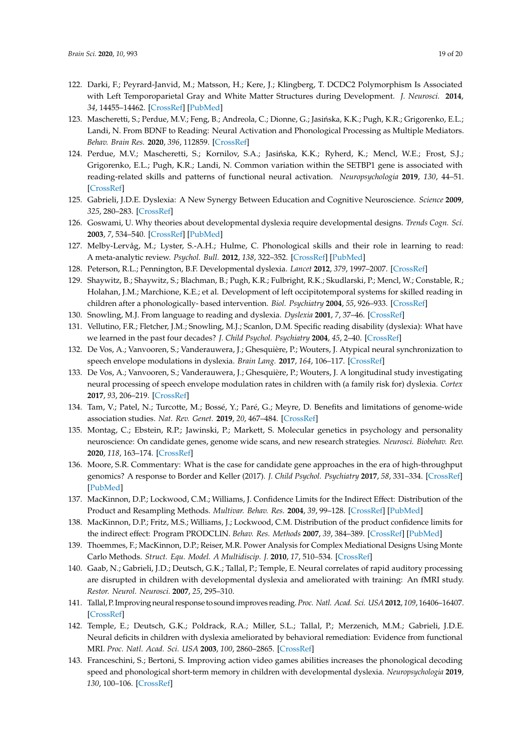122. Darki, F.; Peyrard-Janvid, M.; Matsson, H.; Kere, J.; Klingberg, T. DCDC2 Polymorphism Is Associated with Left Temporoparietal Gray and White Matter Structures during Development. *J. Neurosci.* **2014**, *34*, 14455–14462. [CrossRef] [PubMed]
123. Mascheretti, S.; Perdue, M.V.; Feng, B.; Andreola, C.; Dionne, G.; Jasińska, K.K.; Pugh, K.R.; Grigorenko, E.L.; Landi, N. From BDNF to Reading: Neural Activation and Phonological Processing as Multiple Mediators. *Behav. Brain Res.* **2020**, *396*, 112859. [CrossRef]
124. Perdue, M.V.; Mascheretti, S.; Kornilov, S.A.; Jasińska, K.K.; Ryherd, K.; Mencl, W.E.; Frost, S.J.; Grigorenko, E.L.; Pugh, K.R.; Landi, N. Common variation within the SETBP1 gene is associated with reading-related skills and patterns of functional neural activation. *Neuropsychologia* **2019**, *130*, 44–51. [CrossRef]
125. Gabrieli, J.D.E. Dyslexia: A New Synergy Between Education and Cognitive Neuroscience. *Science* **2009**, *325*, 280–283. [CrossRef]
126. Goswami, U. Why theories about developmental dyslexia require developmental designs. *Trends Cogn. Sci.* **2003**, *7*, 534–540. [CrossRef] [PubMed]
127. Melby-Lervåg, M.; Lyster, S.-A.H.; Hulme, C. Phonological skills and their role in learning to read: A meta-analytic review. *Psychol. Bull.* **2012**, *138*, 322–352. [CrossRef] [PubMed]
128. Peterson, R.L.; Pennington, B.F. Developmental dyslexia. *Lancet* **2012**, *379*, 1997–2007. [CrossRef]
129. Shaywitz, B.; Shaywitz, S.; Blachman, B.; Pugh, K.R.; Fulbright, R.K.; Skudlarski, P.; Mencl, W.; Constable, R.; Holahan, J.M.; Marchione, K.E.; et al. Development of left occipitotemporal systems for skilled reading in children after a phonologically- based intervention. *Biol. Psychiatry* **2004**, *55*, 926–933. [CrossRef]
130. Snowling, M.J. From language to reading and dyslexia. *Dyslexia* **2001**, *7*, 37–46. [CrossRef]
131. Vellutino, F.R.; Fletcher, J.M.; Snowling, M.J.; Scanlon, D.M. Specific reading disability (dyslexia): What have we learned in the past four decades? *J. Child Psychol. Psychiatry* **2004**, *45*, 2–40. [CrossRef]
132. De Vos, A.; Vanvooren, S.; Vanderauwera, J.; Ghesquière, P.; Wouters, J. Atypical neural synchronization to speech envelope modulations in dyslexia. *Brain Lang.* **2017**, *164*, 106–117. [CrossRef]
133. De Vos, A.; Vanvooren, S.; Vanderauwera, J.; Ghesquière, P.; Wouters, J. A longitudinal study investigating neural processing of speech envelope modulation rates in children with (a family risk for) dyslexia. *Cortex* **2017**, *93*, 206–219. [CrossRef]
134. Tam, V.; Patel, N.; Turcotte, M.; Bossé, Y.; Paré, G.; Meyre, D. Benefits and limitations of genome-wide association studies. *Nat. Rev. Genet.* **2019**, *20*, 467–484. [CrossRef]
135. Montag, C.; Ebstein, R.P.; Jawinski, P.; Markett, S. Molecular genetics in psychology and personality neuroscience: On candidate genes, genome wide scans, and new research strategies. *Neurosci. Biobehav. Rev.* **2020**, *118*, 163–174. [CrossRef]
136. Moore, S.R. Commentary: What is the case for candidate gene approaches in the era of high-throughput genomics? A response to Border and Keller (2017). *J. Child Psychol. Psychiatry* **2017**, *58*, 331–334. [CrossRef] [PubMed]
137. MacKinnon, D.P.; Lockwood, C.M.; Williams, J. Confidence Limits for the Indirect Effect: Distribution of the Product and Resampling Methods. *Multivar. Behav. Res.* **2004**, *39*, 99–128. [CrossRef] [PubMed]
138. MacKinnon, D.P.; Fritz, M.S.; Williams, J.; Lockwood, C.M. Distribution of the product confidence limits for the indirect effect: Program PRODCLIN. *Behav. Res. Methods* **2007**, *39*, 384–389. [CrossRef] [PubMed]
139. Thoemmes, F.; MacKinnon, D.P.; Reiser, M.R. Power Analysis for Complex Mediational Designs Using Monte Carlo Methods. *Struct. Equ. Model. A Multidiscip. J.* **2010**, *17*, 510–534. [CrossRef]
140. Gaab, N.; Gabrieli, J.D.; Deutsch, G.K.; Tallal, P.; Temple, E. Neural correlates of rapid auditory processing are disrupted in children with developmental dyslexia and ameliorated with training: An fMRI study. *Restor. Neurol. Neurosci.* **2007**, *25*, 295–310.
141. Tallal, P. Improving neural response to sound improves reading. *Proc. Natl. Acad. Sci. USA* **2012**, *109*, 16406–16407. [CrossRef]
142. Temple, E.; Deutsch, G.K.; Poldrack, R.A.; Miller, S.L.; Tallal, P.; Merzenich, M.M.; Gabrieli, J.D.E. Neural deficits in children with dyslexia ameliorated by behavioral remediation: Evidence from functional MRI. *Proc. Natl. Acad. Sci. USA* **2003**, *100*, 2860–2865. [CrossRef]
143. Franceschini, S.; Bertoni, S. Improving action video games abilities increases the phonological decoding speed and phonological short-term memory in children with developmental dyslexia. *Neuropsychologia* **2019**, *130*, 100–106. [CrossRef]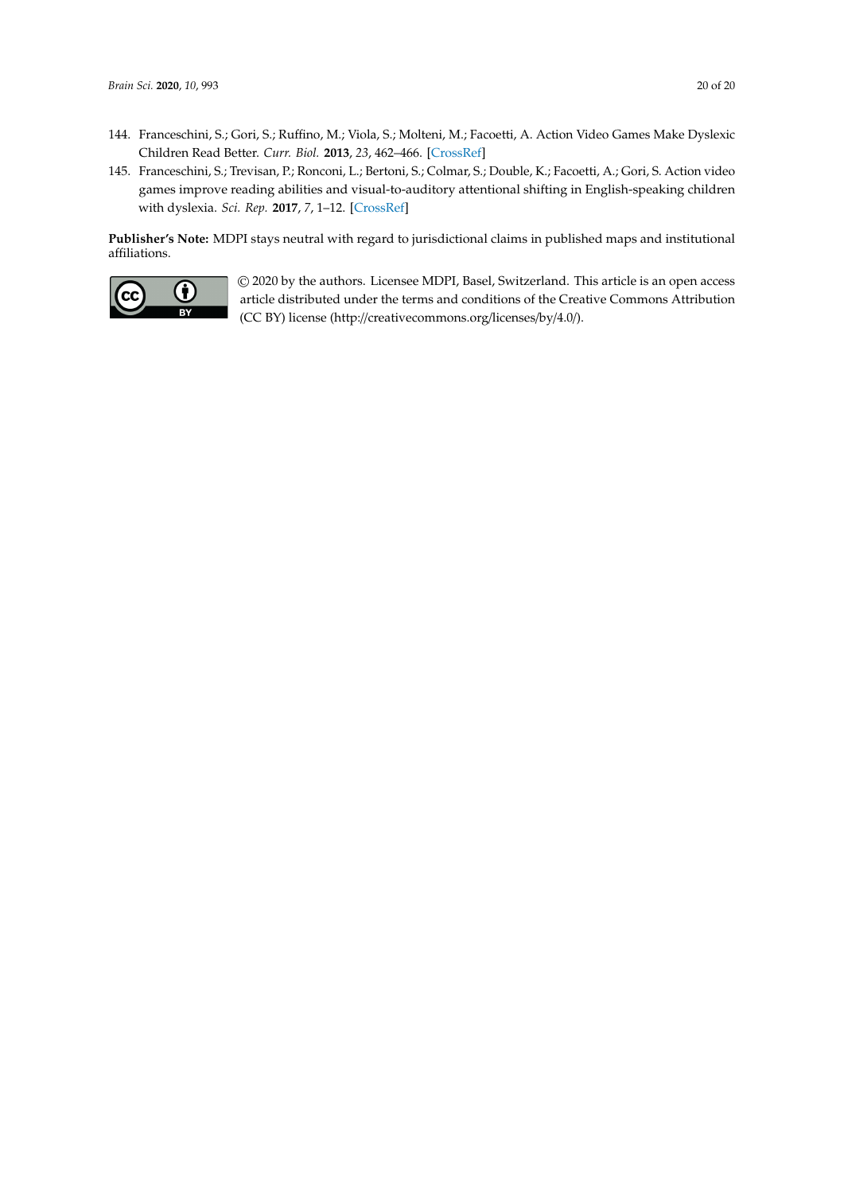144. Franceschini, S.; Gori, S.; Ruffino, M.; Viola, S.; Molteni, M.; Facoetti, A. Action Video Games Make Dyslexic Children Read Better. *Curr. Biol.* **2013**, *23*, 462–466. [CrossRef]
145. Franceschini, S.; Trevisan, P.; Ronconi, L.; Bertoni, S.; Colmar, S.; Double, K.; Facoetti, A.; Gori, S. Action video games improve reading abilities and visual-to-auditory attentional shifting in English-speaking children with dyslexia. *Sci. Rep.* **2017**, *7*, 1–12. [CrossRef]

**Publisher's Note:** MDPI stays neutral with regard to jurisdictional claims in published maps and institutional affiliations.

© 2020 by the authors. Licensee MDPI, Basel, Switzerland. This article is an open access article distributed under the terms and conditions of the Creative Commons Attribution (CC BY) license (http://creativecommons.org/licenses/by/4.0/).